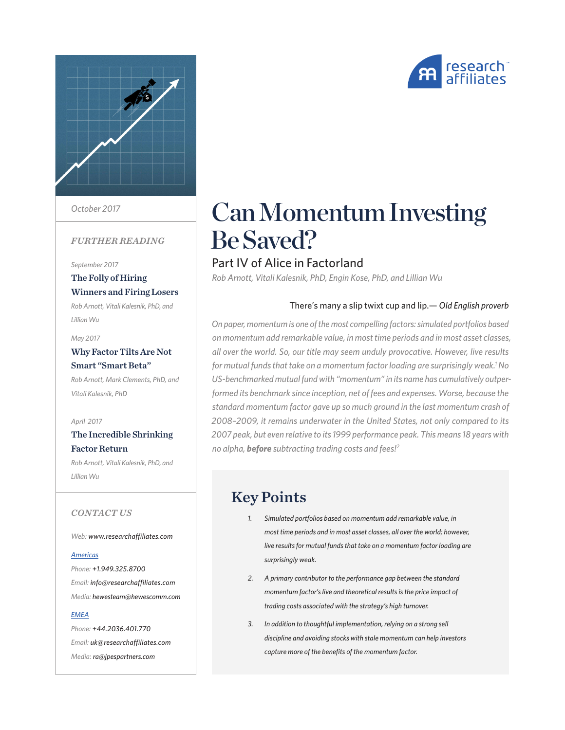# Can Momentum Investing Be Saved?

## Part IV of Alice in Factorland

*Rob Arnott, Vitali Kalesnik, PhD, Engin Kose, PhD, and Lillian Wu*

October 2017

There's many a slip twixt cup and lip.— *Old English proverb*

*On paper, momentum is one of the most compelling factors: simulated portfolios based on momentum add remarkable value, in most time periods and in most asset classes, all over the world. So, our title may seem unduly provocative. However, live results for mutual funds that take on a momentum factor loading are surprisingly weak.[1] No US-benchmarked mutual fund with "momentum" in its name has cumulatively outperformed its benchmark since inception, net of fees and expenses. Worse, because the standard momentum factor gave up so much ground in the last momentum crash of 2008–2009, it remains underwater in the United States, not only compared to its 2007 peak, but even relative to its 1999 performance peak. This means 18 years with no alpha,* ***before*** *subtracting trading costs and fees![2]*

## Key Points

1. *Simulated portfolios based on momentum add remarkable value, in most time periods and in most asset classes, all over the world; however, live results for mutual funds that take on a momentum factor loading are surprisingly weak.*
2. *A primary contributor to the performance gap between the standard momentum factor's live and theoretical results is the price impact of trading costs associated with the strategy's high turnover.*
3. *In addition to thoughtful implementation, relying on a strong sell discipline and avoiding stocks with stale momentum can help investors capture more of the benefits of the momentum factor.*

### FURTHER READING

*September 2017*
**The Folly of Hiring Winners and Firing Losers**
*Rob Arnott, Vitali Kalesnik, PhD, and Lillian Wu*

*May 2017*
**Why Factor Tilts Are Not Smart "Smart Beta"**
*Rob Arnott, Mark Clements, PhD, and Vitali Kalesnik, PhD*

*April 2017*
**The Incredible Shrinking Factor Return**
*Rob Arnott, Vitali Kalesnik, PhD, and Lillian Wu*

### CONTACT US

Web: www.researchaffiliates.com

Americas
Phone: +1.949.325.8700
Email: info@researchaffiliates.com
Media: hewesteam@hewescomm.com

EMEA
Phone: +44.2036.401.770
Email: uk@researchaffiliates.com
Media: ra@jpespartners.com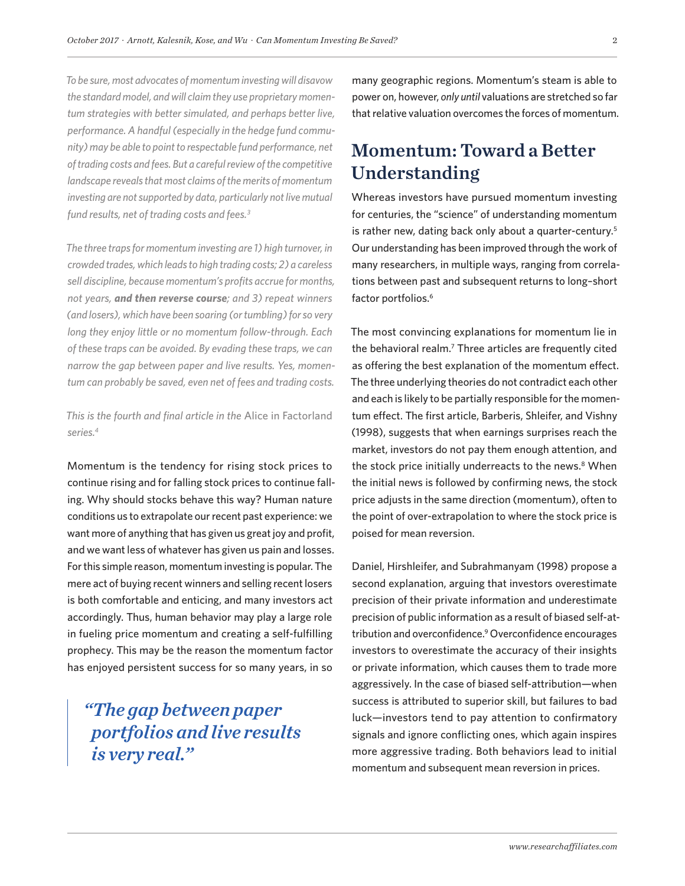*To be sure, most advocates of momentum investing will disavow the standard model, and will claim they use proprietary momentum strategies with better simulated, and perhaps better live, performance. A handful (especially in the hedge fund community) may be able to point to respectable fund performance, net of trading costs and fees. But a careful review of the competitive landscape reveals that most claims of the merits of momentum investing are not supported by data, particularly not live mutual fund results, net of trading costs and fees.*[3]

*The three traps for momentum investing are 1) high turnover, in crowded trades, which leads to high trading costs; 2) a careless sell discipline, because momentum's profits accrue for months, not years, **and then reverse course**; and 3) repeat winners (and losers), which have been soaring (or tumbling) for so very long they enjoy little or no momentum follow-through. Each of these traps can be avoided. By evading these traps, we can narrow the gap between paper and live results. Yes, momentum can probably be saved, even net of fees and trading costs.*

*This is the fourth and final article in the* Alice in Factorland *series.*[4]

Momentum is the tendency for rising stock prices to continue rising and for falling stock prices to continue falling. Why should stocks behave this way? Human nature conditions us to extrapolate our recent past experience: we want more of anything that has given us great joy and profit, and we want less of whatever has given us pain and losses. For this simple reason, momentum investing is popular. The mere act of buying recent winners and selling recent losers is both comfortable and enticing, and many investors act accordingly. Thus, human behavior may play a large role in fueling price momentum and creating a self-fulfilling prophecy. This may be the reason the momentum factor has enjoyed persistent success for so many years, in so many geographic regions. Momentum's steam is able to power on, however, *only until* valuations are stretched so far that relative valuation overcomes the forces of momentum.

> *"The gap between paper portfolios and live results is very real."*

## Momentum: Toward a Better Understanding

Whereas investors have pursued momentum investing for centuries, the "science" of understanding momentum is rather new, dating back only about a quarter-century.[5] Our understanding has been improved through the work of many researchers, in multiple ways, ranging from correlations between past and subsequent returns to long–short factor portfolios.[6]

The most convincing explanations for momentum lie in the behavioral realm.[7] Three articles are frequently cited as offering the best explanation of the momentum effect. The three underlying theories do not contradict each other and each is likely to be partially responsible for the momentum effect. The first article, Barberis, Shleifer, and Vishny (1998), suggests that when earnings surprises reach the market, investors do not pay them enough attention, and the stock price initially underreacts to the news.[8] When the initial news is followed by confirming news, the stock price adjusts in the same direction (momentum), often to the point of over-extrapolation to where the stock price is poised for mean reversion.

Daniel, Hirshleifer, and Subrahmanyam (1998) propose a second explanation, arguing that investors overestimate precision of their private information and underestimate precision of public information as a result of biased self-attribution and overconfidence.[9] Overconfidence encourages investors to overestimate the accuracy of their insights or private information, which causes them to trade more aggressively. In the case of biased self-attribution—when success is attributed to superior skill, but failures to bad luck—investors tend to pay attention to confirmatory signals and ignore conflicting ones, which again inspires more aggressive trading. Both behaviors lead to initial momentum and subsequent mean reversion in prices.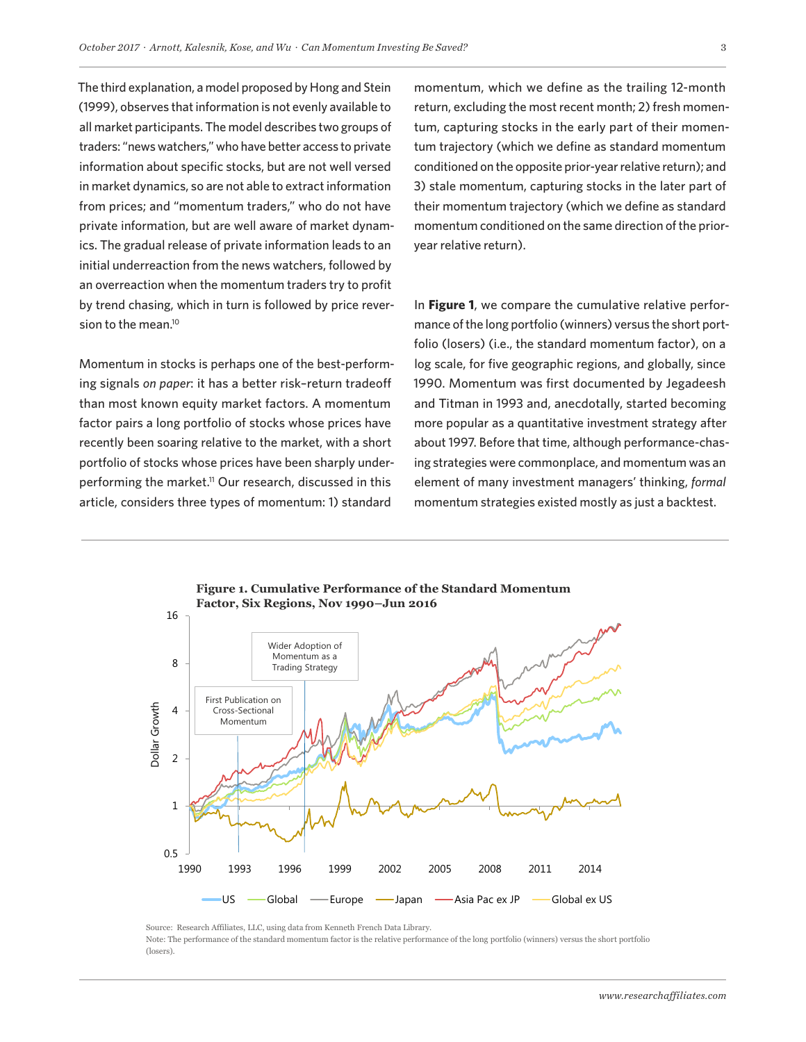The third explanation, a model proposed by Hong and Stein (1999), observes that information is not evenly available to all market participants. The model describes two groups of traders: "news watchers," who have better access to private information about specific stocks, but are not well versed in market dynamics, so are not able to extract information from prices; and "momentum traders," who do not have private information, but are well aware of market dynamics. The gradual release of private information leads to an initial underreaction from the news watchers, followed by an overreaction when the momentum traders try to profit by trend chasing, which in turn is followed by price reversion to the mean.[10]

Momentum in stocks is perhaps one of the best-performing signals *on paper*: it has a better risk–return tradeoff than most known equity market factors. A momentum factor pairs a long portfolio of stocks whose prices have recently been soaring relative to the market, with a short portfolio of stocks whose prices have been sharply underperforming the market.[11] Our research, discussed in this article, considers three types of momentum: 1) standard momentum, which we define as the trailing 12-month return, excluding the most recent month; 2) fresh momentum, capturing stocks in the early part of their momentum trajectory (which we define as standard momentum conditioned on the opposite prior-year relative return); and 3) stale momentum, capturing stocks in the later part of their momentum trajectory (which we define as standard momentum conditioned on the same direction of the prior-year relative return).

In **Figure 1**, we compare the cumulative relative performance of the long portfolio (winners) versus the short portfolio (losers) (i.e., the standard momentum factor), on a log scale, for five geographic regions, and globally, since 1990. Momentum was first documented by Jegadeesh and Titman in 1993 and, anecdotally, started becoming more popular as a quantitative investment strategy after about 1997. Before that time, although performance-chasing strategies were commonplace, and momentum was an element of many investment managers' thinking, *formal* momentum strategies existed mostly as just a backtest.

**Figure 1. Cumulative Performance of the Standard Momentum Factor, Six Regions, Nov 1990–Jun 2016**

Source: Research Affiliates, LLC, using data from Kenneth French Data Library.
Note: The performance of the standard momentum factor is the relative performance of the long portfolio (winners) versus the short portfolio (losers).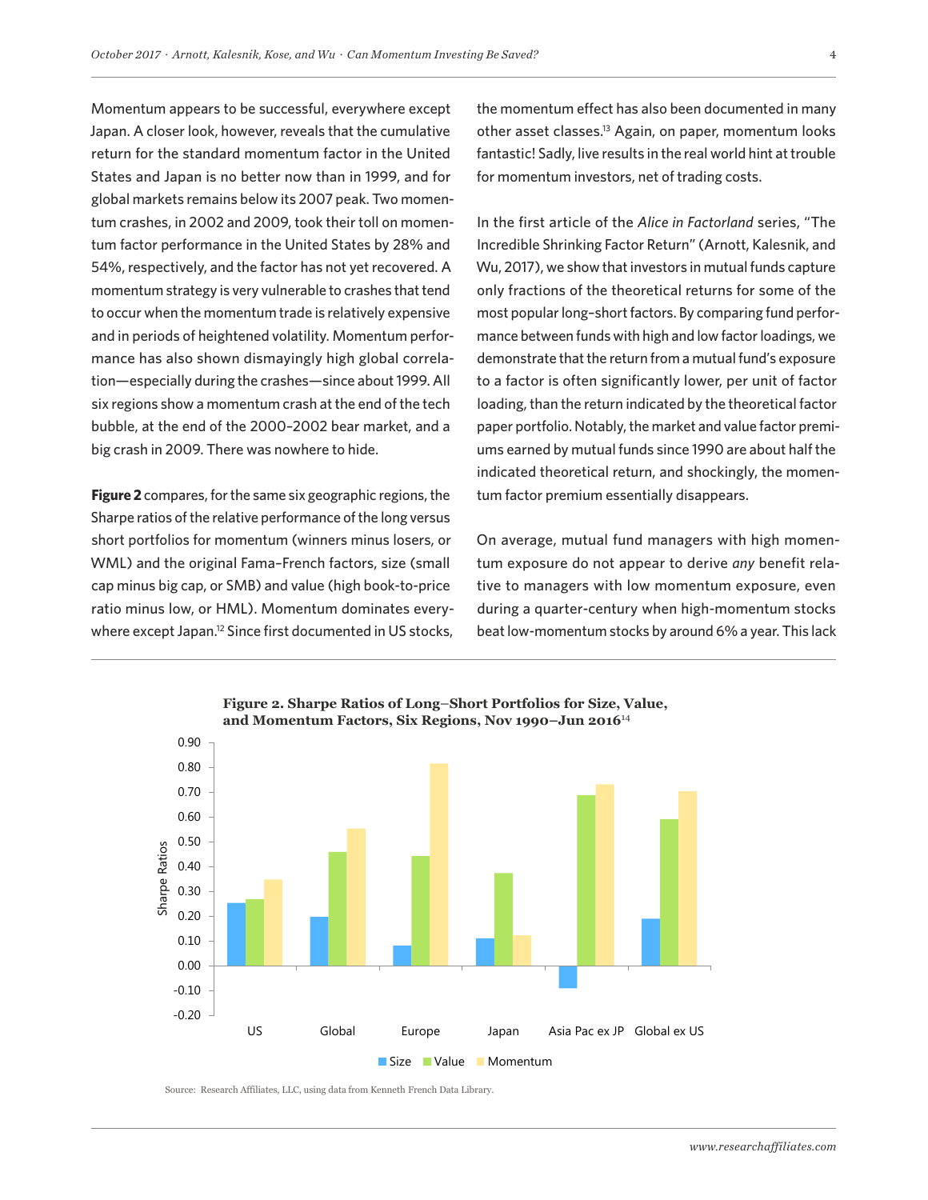Momentum appears to be successful, everywhere except Japan. A closer look, however, reveals that the cumulative return for the standard momentum factor in the United States and Japan is no better now than in 1999, and for global markets remains below its 2007 peak. Two momentum crashes, in 2002 and 2009, took their toll on momentum factor performance in the United States by 28% and 54%, respectively, and the factor has not yet recovered. A momentum strategy is very vulnerable to crashes that tend to occur when the momentum trade is relatively expensive and in periods of heightened volatility. Momentum performance has also shown dismayingly high global correlation—especially during the crashes—since about 1999. All six regions show a momentum crash at the end of the tech bubble, at the end of the 2000–2002 bear market, and a big crash in 2009. There was nowhere to hide.

**Figure 2** compares, for the same six geographic regions, the Sharpe ratios of the relative performance of the long versus short portfolios for momentum (winners minus losers, or WML) and the original Fama–French factors, size (small cap minus big cap, or SMB) and value (high book-to-price ratio minus low, or HML). Momentum dominates everywhere except Japan.[12] Since first documented in US stocks, the momentum effect has also been documented in many other asset classes.[13] Again, on paper, momentum looks fantastic! Sadly, live results in the real world hint at trouble for momentum investors, net of trading costs.

In the first article of the *Alice in Factorland* series, "The Incredible Shrinking Factor Return" (Arnott, Kalesnik, and Wu, 2017), we show that investors in mutual funds capture only fractions of the theoretical returns for some of the most popular long–short factors. By comparing fund performance between funds with high and low factor loadings, we demonstrate that the return from a mutual fund's exposure to a factor is often significantly lower, per unit of factor loading, than the return indicated by the theoretical factor paper portfolio. Notably, the market and value factor premiums earned by mutual funds since 1990 are about half the indicated theoretical return, and shockingly, the momentum factor premium essentially disappears.

On average, mutual fund managers with high momentum exposure do not appear to derive *any* benefit relative to managers with low momentum exposure, even during a quarter-century when high-momentum stocks beat low-momentum stocks by around 6% a year. This lack

**Figure 2. Sharpe Ratios of Long–Short Portfolios for Size, Value, and Momentum Factors, Six Regions, Nov 1990–Jun 2016**[14]

| Region | Size | Value | Momentum |
|---|---|---|---|
| US | 0.25 | 0.27 | 0.35 |
| Global | 0.20 | 0.46 | 0.55 |
| Europe | 0.08 | 0.44 | 0.82 |
| Japan | 0.11 | 0.37 | 0.12 |
| Asia Pac ex JP | -0.09 | 0.69 | 0.73 |
| Global ex US | 0.19 | 0.59 | 0.70 |

Source: Research Affiliates, LLC, using data from Kenneth French Data Library.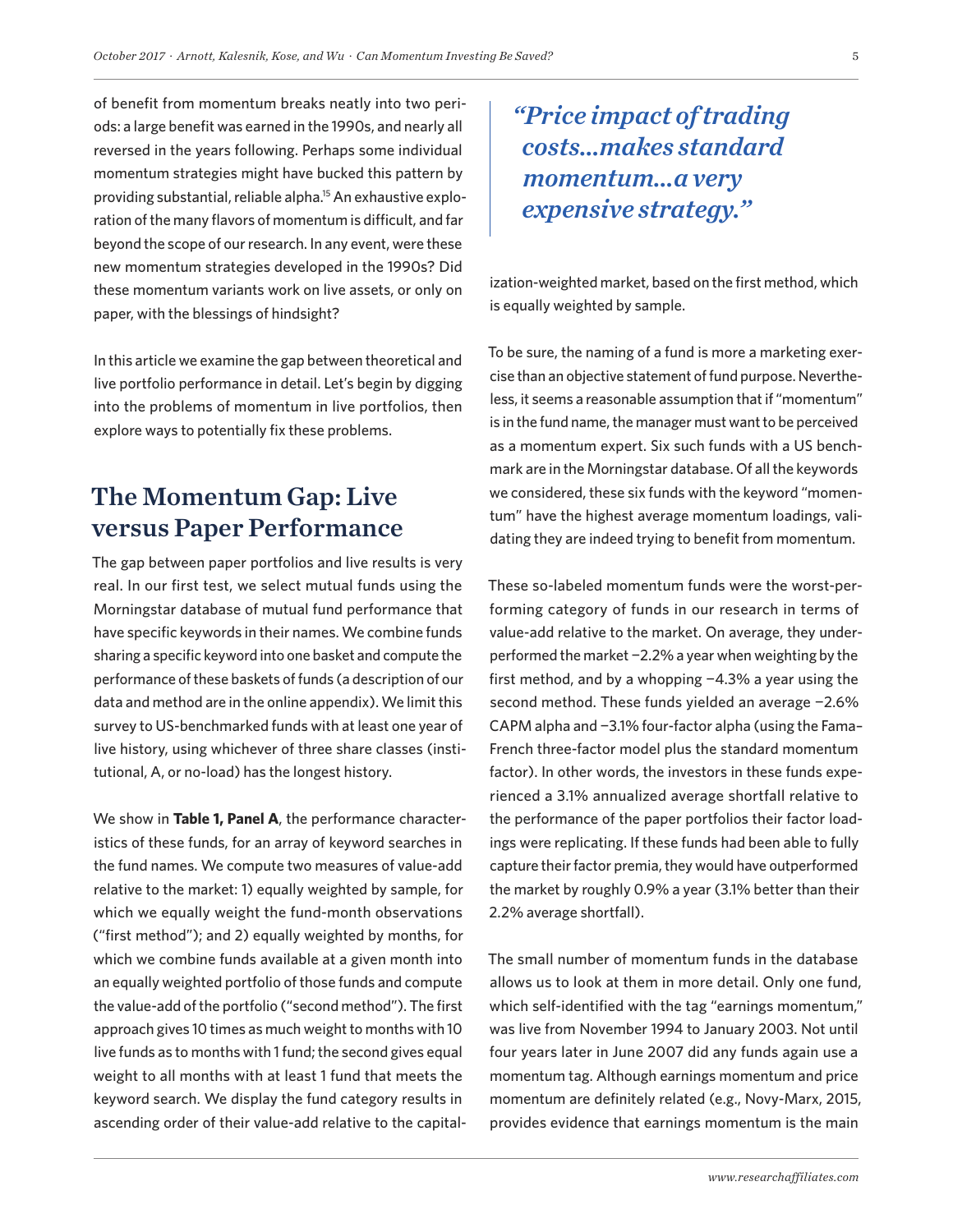of benefit from momentum breaks neatly into two periods: a large benefit was earned in the 1990s, and nearly all reversed in the years following. Perhaps some individual momentum strategies might have bucked this pattern by providing substantial, reliable alpha.[15] An exhaustive exploration of the many flavors of momentum is difficult, and far beyond the scope of our research. In any event, were these new momentum strategies developed in the 1990s? Did these momentum variants work on live assets, or only on paper, with the blessings of hindsight?

In this article we examine the gap between theoretical and live portfolio performance in detail. Let's begin by digging into the problems of momentum in live portfolios, then explore ways to potentially fix these problems.

## The Momentum Gap: Live versus Paper Performance

The gap between paper portfolios and live results is very real. In our first test, we select mutual funds using the Morningstar database of mutual fund performance that have specific keywords in their names. We combine funds sharing a specific keyword into one basket and compute the performance of these baskets of funds (a description of our data and method are in the online appendix). We limit this survey to US-benchmarked funds with at least one year of live history, using whichever of three share classes (institutional, A, or no-load) has the longest history.

We show in **Table 1, Panel A**, the performance characteristics of these funds, for an array of keyword searches in the fund names. We compute two measures of value-add relative to the market: 1) equally weighted by sample, for which we equally weight the fund-month observations ("first method"); and 2) equally weighted by months, for which we combine funds available at a given month into an equally weighted portfolio of those funds and compute the value-add of the portfolio ("second method"). The first approach gives 10 times as much weight to months with 10 live funds as to months with 1 fund; the second gives equal weight to all months with at least 1 fund that meets the keyword search. We display the fund category results in ascending order of their value-add relative to the capitalization-weighted market, based on the first method, which is equally weighted by sample.

> *"Price impact of trading costs...makes standard momentum...a very expensive strategy."*

To be sure, the naming of a fund is more a marketing exercise than an objective statement of fund purpose. Nevertheless, it seems a reasonable assumption that if "momentum" is in the fund name, the manager must want to be perceived as a momentum expert. Six such funds with a US benchmark are in the Morningstar database. Of all the keywords we considered, these six funds with the keyword "momentum" have the highest average momentum loadings, validating they are indeed trying to benefit from momentum.

These so-labeled momentum funds were the worst-performing category of funds in our research in terms of value-add relative to the market. On average, they underperformed the market −2.2% a year when weighting by the first method, and by a whopping −4.3% a year using the second method. These funds yielded an average −2.6% CAPM alpha and −3.1% four-factor alpha (using the Fama–French three-factor model plus the standard momentum factor). In other words, the investors in these funds experienced a 3.1% annualized average shortfall relative to the performance of the paper portfolios their factor loadings were replicating. If these funds had been able to fully capture their factor premia, they would have outperformed the market by roughly 0.9% a year (3.1% better than their 2.2% average shortfall).

The small number of momentum funds in the database allows us to look at them in more detail. Only one fund, which self-identified with the tag "earnings momentum," was live from November 1994 to January 2003. Not until four years later in June 2007 did any funds again use a momentum tag. Although earnings momentum and price momentum are definitely related (e.g., Novy-Marx, 2015, provides evidence that earnings momentum is the main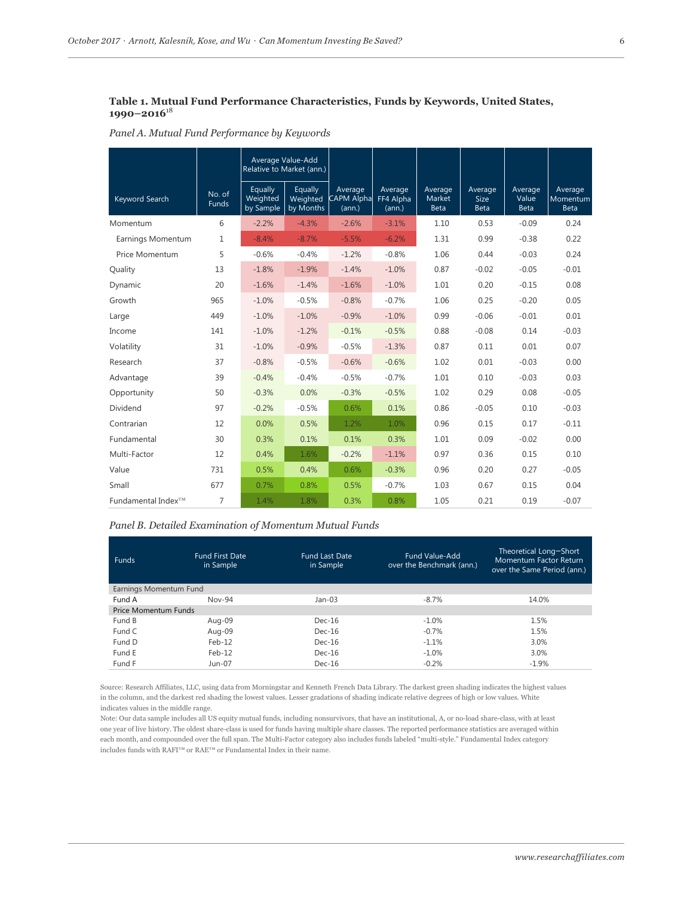### Table 1. Mutual Fund Performance Characteristics, Funds by Keywords, United States, 1990–2016[18]

*Panel A. Mutual Fund Performance by Keywords*

| Keyword Search | No. of Funds | Average Value-Add Relative to Market (ann.) | | Average CAPM Alpha (ann.) | Average FF4 Alpha (ann.) | Average Market Beta | Average Size Beta | Average Value Beta | Average Momentum Beta |
|---|---|---|---|---|---|---|---|---|---|
| | | Equally Weighted by Sample | Equally Weighted by Months | | | | | | |
| Momentum | 6 | -2.2% | -4.3% | -2.6% | -3.1% | 1.10 | 0.53 | -0.09 | 0.24 |
| Earnings Momentum | 1 | -8.4% | -8.7% | -5.5% | -6.2% | 1.31 | 0.99 | -0.38 | 0.22 |
| Price Momentum | 5 | -0.6% | -0.4% | -1.2% | -0.8% | 1.06 | 0.44 | -0.03 | 0.24 |
| Quality | 13 | -1.8% | -1.9% | -1.4% | -1.0% | 0.87 | -0.02 | -0.05 | -0.01 |
| Dynamic | 20 | -1.6% | -1.4% | -1.6% | -1.0% | 1.01 | 0.20 | -0.15 | 0.08 |
| Growth | 965 | -1.0% | -0.5% | -0.8% | -0.7% | 1.06 | 0.25 | -0.20 | 0.05 |
| Large | 449 | -1.0% | -1.0% | -0.9% | -1.0% | 0.99 | -0.06 | -0.01 | 0.01 |
| Income | 141 | -1.0% | -1.2% | -0.1% | -0.5% | 0.88 | -0.08 | 0.14 | -0.03 |
| Volatility | 31 | -1.0% | -0.9% | -0.5% | -1.3% | 0.87 | 0.11 | 0.01 | 0.07 |
| Research | 37 | -0.8% | -0.5% | -0.6% | -0.6% | 1.02 | 0.01 | -0.03 | 0.00 |
| Advantage | 39 | -0.4% | -0.4% | -0.5% | -0.7% | 1.01 | 0.10 | -0.03 | 0.03 |
| Opportunity | 50 | -0.3% | 0.0% | -0.3% | -0.5% | 1.02 | 0.29 | 0.08 | -0.05 |
| Dividend | 97 | -0.2% | -0.5% | 0.6% | 0.1% | 0.86 | -0.05 | 0.10 | -0.03 |
| Contrarian | 12 | 0.0% | 0.5% | 1.2% | 1.0% | 0.96 | 0.15 | 0.17 | -0.11 |
| Fundamental | 30 | 0.3% | 0.1% | 0.1% | 0.3% | 1.01 | 0.09 | -0.02 | 0.00 |
| Multi-Factor | 12 | 0.4% | 1.6% | -0.2% | -1.1% | 0.97 | 0.36 | 0.15 | 0.10 |
| Value | 731 | 0.5% | 0.4% | 0.6% | -0.3% | 0.96 | 0.20 | 0.27 | -0.05 |
| Small | 677 | 0.7% | 0.8% | 0.5% | -0.7% | 1.03 | 0.67 | 0.15 | 0.04 |
| Fundamental Index™ | 7 | 1.4% | 1.8% | 0.3% | 0.8% | 1.05 | 0.21 | 0.19 | -0.07 |

*Panel B. Detailed Examination of Momentum Mutual Funds*

| Funds | Fund First Date in Sample | Fund Last Date in Sample | Fund Value-Add over the Benchmark (ann.) | Theoretical Long–Short Momentum Factor Return over the Same Period (ann.) |
|---|---|---|---|---|
| Earnings Momentum Fund | | | | |
| Fund A | Nov-94 | Jan-03 | -8.7% | 14.0% |
| Price Momentum Funds | | | | |
| Fund B | Aug-09 | Dec-16 | -1.0% | 1.5% |
| Fund C | Aug-09 | Dec-16 | -0.7% | 1.5% |
| Fund D | Feb-12 | Dec-16 | -1.1% | 3.0% |
| Fund E | Feb-12 | Dec-16 | -1.0% | 3.0% |
| Fund F | Jun-07 | Dec-16 | -0.2% | -1.9% |

Source: Research Affiliates, LLC, using data from Morningstar and Kenneth French Data Library. The darkest green shading indicates the highest values in the column, and the darkest red shading the lowest values. Lesser gradations of shading indicate relative degrees of high or low values. White indicates values in the middle range.

Note: Our data sample includes all US equity mutual funds, including nonsurvivors, that have an institutional, A, or no-load share-class, with at least one year of live history. The oldest share-class is used for funds having multiple share classes. The reported performance statistics are averaged within each month, and compounded over the full span. The Multi-Factor category also includes funds labeled "multi-style." Fundamental Index category includes funds with RAFI™ or RAE™ or Fundamental Index in their name.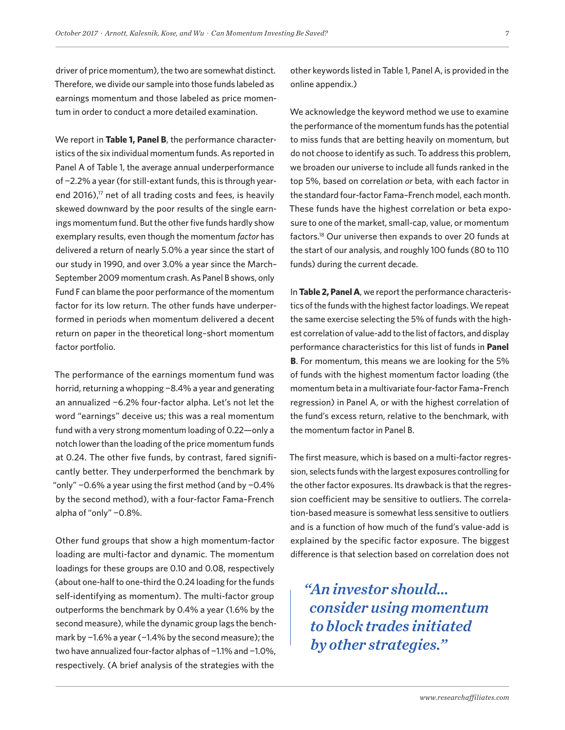driver of price momentum), the two are somewhat distinct. Therefore, we divide our sample into those funds labeled as earnings momentum and those labeled as price momentum in order to conduct a more detailed examination.

We report in **Table 1, Panel B**, the performance characteristics of the six individual momentum funds. As reported in Panel A of Table 1, the average annual underperformance of −2.2% a year (for still-extant funds, this is through year-end 2016),[17] net of all trading costs and fees, is heavily skewed downward by the poor results of the single earnings momentum fund. But the other five funds hardly show exemplary results, even though the momentum *factor* has delivered a return of nearly 5.0% a year since the start of our study in 1990, and over 3.0% a year since the March–September 2009 momentum crash. As Panel B shows, only Fund F can blame the poor performance of the momentum factor for its low return. The other funds have underperformed in periods when momentum delivered a decent return on paper in the theoretical long–short momentum factor portfolio.

The performance of the earnings momentum fund was horrid, returning a whopping −8.4% a year and generating an annualized −6.2% four-factor alpha. Let's not let the word "earnings" deceive us; this was a real momentum fund with a very strong momentum loading of 0.22—only a notch lower than the loading of the price momentum funds at 0.24. The other five funds, by contrast, fared significantly better. They underperformed the benchmark by "only" −0.6% a year using the first method (and by −0.4% by the second method), with a four-factor Fama–French alpha of "only" −0.8%.

Other fund groups that show a high momentum-factor loading are multi-factor and dynamic. The momentum loadings for these groups are 0.10 and 0.08, respectively (about one-half to one-third the 0.24 loading for the funds self-identifying as momentum). The multi-factor group outperforms the benchmark by 0.4% a year (1.6% by the second measure), while the dynamic group lags the benchmark by −1.6% a year (−1.4% by the second measure); the two have annualized four-factor alphas of −1.1% and −1.0%, respectively. (A brief analysis of the strategies with the other keywords listed in Table 1, Panel A, is provided in the online appendix.)

We acknowledge the keyword method we use to examine the performance of the momentum funds has the potential to miss funds that are betting heavily on momentum, but do not choose to identify as such. To address this problem, we broaden our universe to include all funds ranked in the top 5%, based on correlation *or* beta, with each factor in the standard four-factor Fama–French model, each month. These funds have the highest correlation or beta exposure to one of the market, small-cap, value, or momentum factors.[18] Our universe then expands to over 20 funds at the start of our analysis, and roughly 100 funds (80 to 110 funds) during the current decade.

In **Table 2, Panel A**, we report the performance characteristics of the funds with the highest factor loadings. We repeat the same exercise selecting the 5% of funds with the highest correlation of value-add to the list of factors, and display performance characteristics for this list of funds in **Panel B**. For momentum, this means we are looking for the 5% of funds with the highest momentum factor loading (the momentum beta in a multivariate four-factor Fama–French regression) in Panel A, or with the highest correlation of the fund's excess return, relative to the benchmark, with the momentum factor in Panel B.

The first measure, which is based on a multi-factor regression, selects funds with the largest exposures controlling for the other factor exposures. Its drawback is that the regression coefficient may be sensitive to outliers. The correlation-based measure is somewhat less sensitive to outliers and is a function of how much of the fund's value-add is explained by the specific factor exposure. The biggest difference is that selection based on correlation does not

> *"An investor should... consider using momentum to block trades initiated by other strategies."*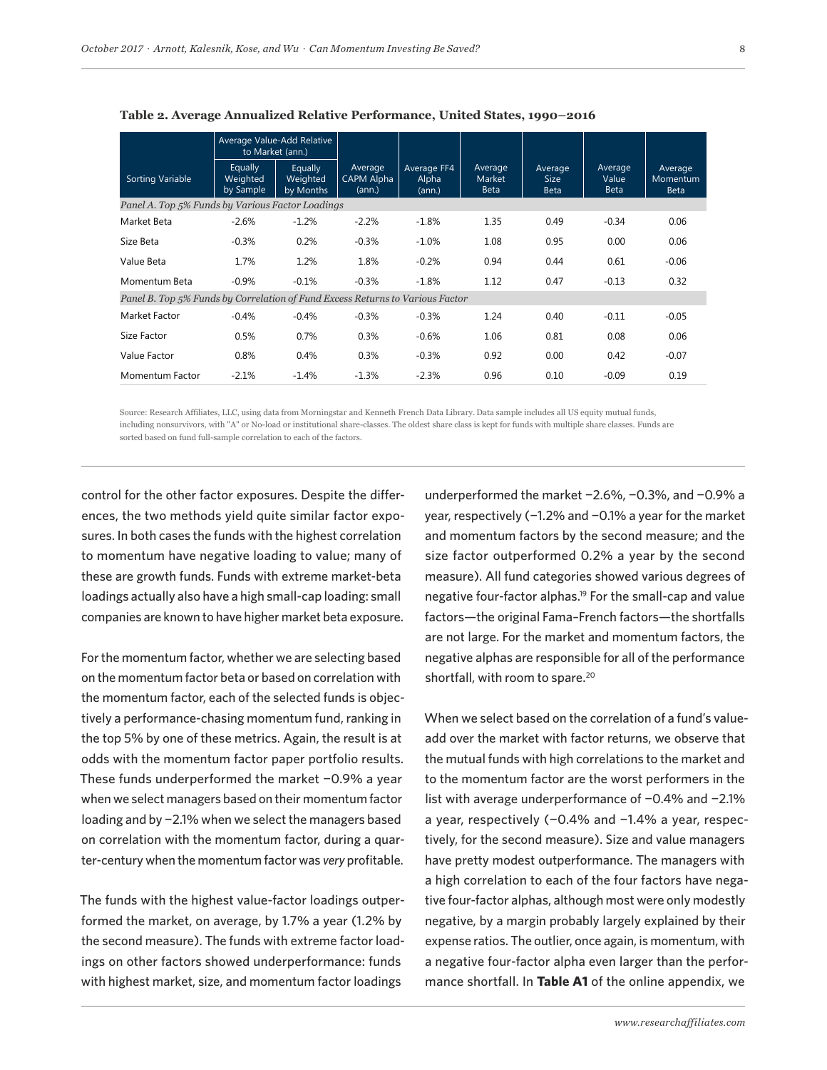**Table 2. Average Annualized Relative Performance, United States, 1990–2016**

| Sorting Variable | Average Value-Add Relative to Market (ann.) | | Average CAPM Alpha (ann.) | Average FF4 Alpha (ann.) | Average Market Beta | Average Size Beta | Average Value Beta | Average Momentum Beta |
|---|---|---|---|---|---|---|---|---|
| | Equally Weighted by Sample | Equally Weighted by Months | | | | | | |
| *Panel A. Top 5% Funds by Various Factor Loadings* | | | | | | | | |
| Market Beta | -2.6% | -1.2% | -2.2% | -1.8% | 1.35 | 0.49 | -0.34 | 0.06 |
| Size Beta | -0.3% | 0.2% | -0.3% | -1.0% | 1.08 | 0.95 | 0.00 | 0.06 |
| Value Beta | 1.7% | 1.2% | 1.8% | -0.2% | 0.94 | 0.44 | 0.61 | -0.06 |
| Momentum Beta | -0.9% | -0.1% | -0.3% | -1.8% | 1.12 | 0.47 | -0.13 | 0.32 |
| *Panel B. Top 5% Funds by Correlation of Fund Excess Returns to Various Factor* | | | | | | | | |
| Market Factor | -0.4% | -0.4% | -0.3% | -0.3% | 1.24 | 0.40 | -0.11 | -0.05 |
| Size Factor | 0.5% | 0.7% | 0.3% | -0.6% | 1.06 | 0.81 | 0.08 | 0.06 |
| Value Factor | 0.8% | 0.4% | 0.3% | -0.3% | 0.92 | 0.00 | 0.42 | -0.07 |
| Momentum Factor | -2.1% | -1.4% | -1.3% | -2.3% | 0.96 | 0.10 | -0.09 | 0.19 |

Source: Research Affiliates, LLC, using data from Morningstar and Kenneth French Data Library. Data sample includes all US equity mutual funds, including nonsurvivors, with "A" or No-load or institutional share-classes. The oldest share class is kept for funds with multiple share classes. Funds are sorted based on fund full-sample correlation to each of the factors.

control for the other factor exposures. Despite the differences, the two methods yield quite similar factor exposures. In both cases the funds with the highest correlation to momentum have negative loading to value; many of these are growth funds. Funds with extreme market-beta loadings actually also have a high small-cap loading: small companies are known to have higher market beta exposure.

For the momentum factor, whether we are selecting based on the momentum factor beta or based on correlation with the momentum factor, each of the selected funds is objectively a performance-chasing momentum fund, ranking in the top 5% by one of these metrics. Again, the result is at odds with the momentum factor paper portfolio results. These funds underperformed the market −0.9% a year when we select managers based on their momentum factor loading and by −2.1% when we select the managers based on correlation with the momentum factor, during a quarter-century when the momentum factor was *very* profitable.

The funds with the highest value-factor loadings outperformed the market, on average, by 1.7% a year (1.2% by the second measure). The funds with extreme factor loadings on other factors showed underperformance: funds with highest market, size, and momentum factor loadings underperformed the market −2.6%, −0.3%, and −0.9% a year, respectively (−1.2% and −0.1% a year for the market and momentum factors by the second measure; and the size factor outperformed 0.2% a year by the second measure). All fund categories showed various degrees of negative four-factor alphas.[19] For the small-cap and value factors—the original Fama–French factors—the shortfalls are not large. For the market and momentum factors, the negative alphas are responsible for all of the performance shortfall, with room to spare.[20]

When we select based on the correlation of a fund's value-add over the market with factor returns, we observe that the mutual funds with high correlations to the market and to the momentum factor are the worst performers in the list with average underperformance of −0.4% and −2.1% a year, respectively (−0.4% and −1.4% a year, respectively, for the second measure). Size and value managers have pretty modest outperformance. The managers with a high correlation to each of the four factors have negative four-factor alphas, although most were only modestly negative, by a margin probably largely explained by their expense ratios. The outlier, once again, is momentum, with a negative four-factor alpha even larger than the performance shortfall. In **Table A1** of the online appendix, we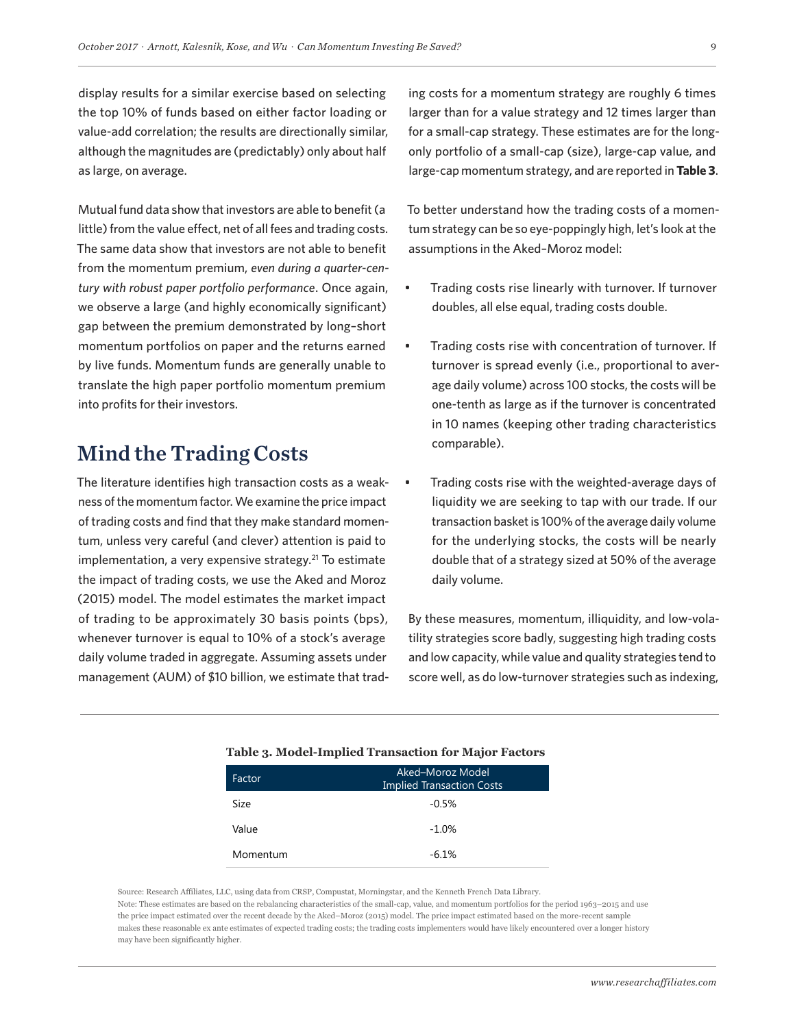display results for a similar exercise based on selecting the top 10% of funds based on either factor loading or value-add correlation; the results are directionally similar, although the magnitudes are (predictably) only about half as large, on average.

Mutual fund data show that investors are able to benefit (a little) from the value effect, net of all fees and trading costs. The same data show that investors are not able to benefit from the momentum premium, *even during a quarter-century with robust paper portfolio performance*. Once again, we observe a large (and highly economically significant) gap between the premium demonstrated by long–short momentum portfolios on paper and the returns earned by live funds. Momentum funds are generally unable to translate the high paper portfolio momentum premium into profits for their investors.

## Mind the Trading Costs

The literature identifies high transaction costs as a weakness of the momentum factor. We examine the price impact of trading costs and find that they make standard momentum, unless very careful (and clever) attention is paid to implementation, a very expensive strategy.[21] To estimate the impact of trading costs, we use the Aked and Moroz (2015) model. The model estimates the market impact of trading to be approximately 30 basis points (bps), whenever turnover is equal to 10% of a stock's average daily volume traded in aggregate. Assuming assets under management (AUM) of $10 billion, we estimate that trading costs for a momentum strategy are roughly 6 times larger than for a value strategy and 12 times larger than for a small-cap strategy. These estimates are for the long-only portfolio of a small-cap (size), large-cap value, and large-cap momentum strategy, and are reported in **Table 3**.

To better understand how the trading costs of a momentum strategy can be so eye-poppingly high, let's look at the assumptions in the Aked–Moroz model:

- Trading costs rise linearly with turnover. If turnover doubles, all else equal, trading costs double.
- Trading costs rise with concentration of turnover. If turnover is spread evenly (i.e., proportional to average daily volume) across 100 stocks, the costs will be one-tenth as large as if the turnover is concentrated in 10 names (keeping other trading characteristics comparable).
- Trading costs rise with the weighted-average days of liquidity we are seeking to tap with our trade. If our transaction basket is 100% of the average daily volume for the underlying stocks, the costs will be nearly double that of a strategy sized at 50% of the average daily volume.

By these measures, momentum, illiquidity, and low-volatility strategies score badly, suggesting high trading costs and low capacity, while value and quality strategies tend to score well, as do low-turnover strategies such as indexing,

**Table 3. Model-Implied Transaction for Major Factors**

| Factor | Aked–Moroz Model Implied Transaction Costs |
|---|---|
| Size | -0.5% |
| Value | -1.0% |
| Momentum | -6.1% |

Source: Research Affiliates, LLC, using data from CRSP, Compustat, Morningstar, and the Kenneth French Data Library.
Note: These estimates are based on the rebalancing characteristics of the small-cap, value, and momentum portfolios for the period 1963–2015 and use the price impact estimated over the recent decade by the Aked–Moroz (2015) model. The price impact estimated based on the more-recent sample makes these reasonable ex ante estimates of expected trading costs; the trading costs implementers would have likely encountered over a longer history may have been significantly higher.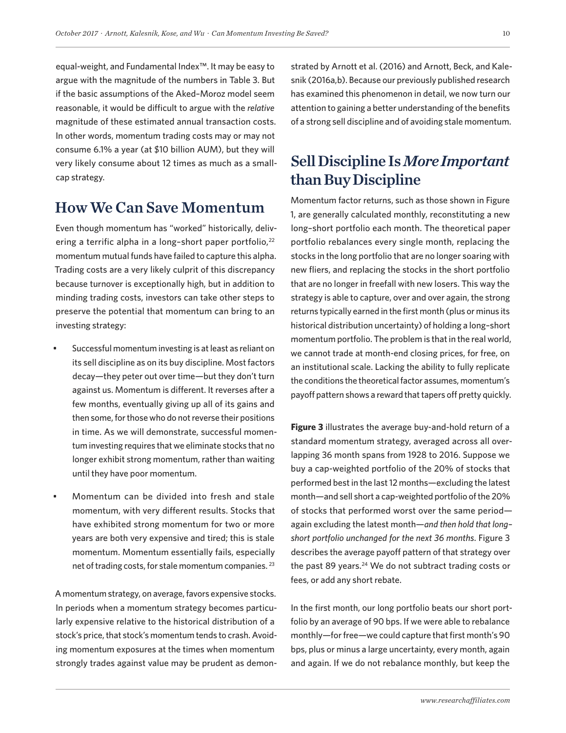equal-weight, and Fundamental Index™. It may be easy to argue with the magnitude of the numbers in Table 3. But if the basic assumptions of the Aked–Moroz model seem reasonable, it would be difficult to argue with the *relative* magnitude of these estimated annual transaction costs. In other words, momentum trading costs may or may not consume 6.1% a year (at $10 billion AUM), but they will very likely consume about 12 times as much as a small-cap strategy.

## How We Can Save Momentum

Even though momentum has "worked" historically, delivering a terrific alpha in a long–short paper portfolio,[22] momentum mutual funds have failed to capture this alpha. Trading costs are a very likely culprit of this discrepancy because turnover is exceptionally high, but in addition to minding trading costs, investors can take other steps to preserve the potential that momentum can bring to an investing strategy:

- Successful momentum investing is at least as reliant on its sell discipline as on its buy discipline. Most factors decay—they peter out over time—but they don't turn against us. Momentum is different. It reverses after a few months, eventually giving up all of its gains and then some, for those who do not reverse their positions in time. As we will demonstrate, successful momentum investing requires that we eliminate stocks that no longer exhibit strong momentum, rather than waiting until they have poor momentum.
- Momentum can be divided into fresh and stale momentum, with very different results. Stocks that have exhibited strong momentum for two or more years are both very expensive and tired; this is stale momentum. Momentum essentially fails, especially net of trading costs, for stale momentum companies.[23]

A momentum strategy, on average, favors expensive stocks. In periods when a momentum strategy becomes particularly expensive relative to the historical distribution of a stock's price, that stock's momentum tends to crash. Avoiding momentum exposures at the times when momentum strongly trades against value may be prudent as demonstrated by Arnott et al. (2016) and Arnott, Beck, and Kalesnik (2016a,b). Because our previously published research has examined this phenomenon in detail, we now turn our attention to gaining a better understanding of the benefits of a strong sell discipline and of avoiding stale momentum.

## Sell Discipline Is *More Important* than Buy Discipline

Momentum factor returns, such as those shown in Figure 1, are generally calculated monthly, reconstituting a new long–short portfolio each month. The theoretical paper portfolio rebalances every single month, replacing the stocks in the long portfolio that are no longer soaring with new fliers, and replacing the stocks in the short portfolio that are no longer in freefall with new losers. This way the strategy is able to capture, over and over again, the strong returns typically earned in the first month (plus or minus its historical distribution uncertainty) of holding a long–short momentum portfolio. The problem is that in the real world, we cannot trade at month-end closing prices, for free, on an institutional scale. Lacking the ability to fully replicate the conditions the theoretical factor assumes, momentum's payoff pattern shows a reward that tapers off pretty quickly.

**Figure 3** illustrates the average buy-and-hold return of a standard momentum strategy, averaged across all overlapping 36 month spans from 1928 to 2016. Suppose we buy a cap-weighted portfolio of the 20% of stocks that performed best in the last 12 months—excluding the latest month—and sell short a cap-weighted portfolio of the 20% of stocks that performed worst over the same period—again excluding the latest month—*and then hold that long–short portfolio unchanged for the next 36 months*. Figure 3 describes the average payoff pattern of that strategy over the past 89 years.[24] We do not subtract trading costs or fees, or add any short rebate.

In the first month, our long portfolio beats our short portfolio by an average of 90 bps. If we were able to rebalance monthly—for free—we could capture that first month's 90 bps, plus or minus a large uncertainty, every month, again and again. If we do not rebalance monthly, but keep the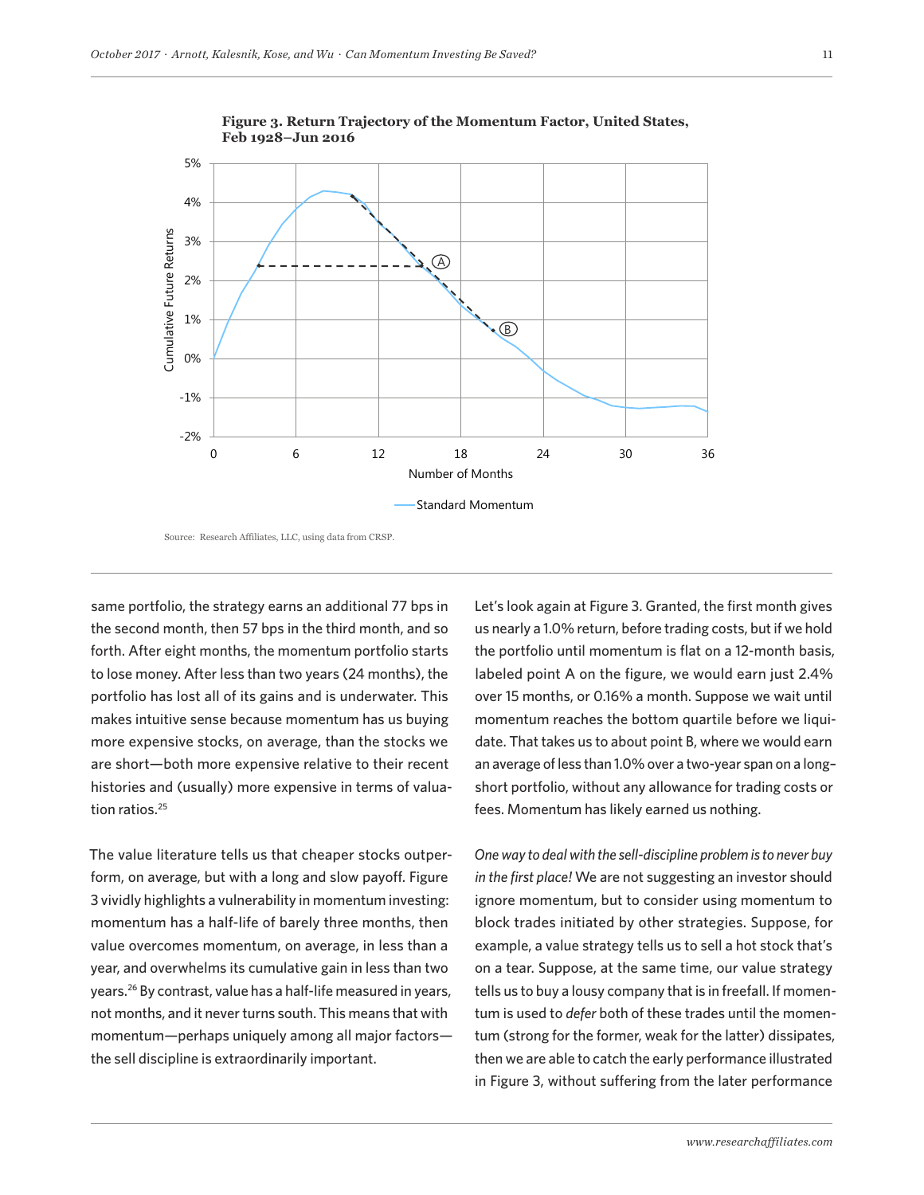**Figure 3. Return Trajectory of the Momentum Factor, United States, Feb 1928–Jun 2016**

Source: Research Affiliates, LLC, using data from CRSP.

same portfolio, the strategy earns an additional 77 bps in the second month, then 57 bps in the third month, and so forth. After eight months, the momentum portfolio starts to lose money. After less than two years (24 months), the portfolio has lost all of its gains and is underwater. This makes intuitive sense because momentum has us buying more expensive stocks, on average, than the stocks we are short—both more expensive relative to their recent histories and (usually) more expensive in terms of valuation ratios.[25]

The value literature tells us that cheaper stocks outperform, on average, but with a long and slow payoff. Figure 3 vividly highlights a vulnerability in momentum investing: momentum has a half-life of barely three months, then value overcomes momentum, on average, in less than a year, and overwhelms its cumulative gain in less than two years.[26] By contrast, value has a half-life measured in years, not months, and it never turns south. This means that with momentum—perhaps uniquely among all major factors—the sell discipline is extraordinarily important.

Let's look again at Figure 3. Granted, the first month gives us nearly a 1.0% return, before trading costs, but if we hold the portfolio until momentum is flat on a 12-month basis, labeled point A on the figure, we would earn just 2.4% over 15 months, or 0.16% a month. Suppose we wait until momentum reaches the bottom quartile before we liquidate. That takes us to about point B, where we would earn an average of less than 1.0% over a two-year span on a long-short portfolio, without any allowance for trading costs or fees. Momentum has likely earned us nothing.

*One way to deal with the sell-discipline problem is to never buy in the first place!* We are not suggesting an investor should ignore momentum, but to consider using momentum to block trades initiated by other strategies. Suppose, for example, a value strategy tells us to sell a hot stock that's on a tear. Suppose, at the same time, our value strategy tells us to buy a lousy company that is in freefall. If momentum is used to *defer* both of these trades until the momentum (strong for the former, weak for the latter) dissipates, then we are able to catch the early performance illustrated in Figure 3, without suffering from the later performance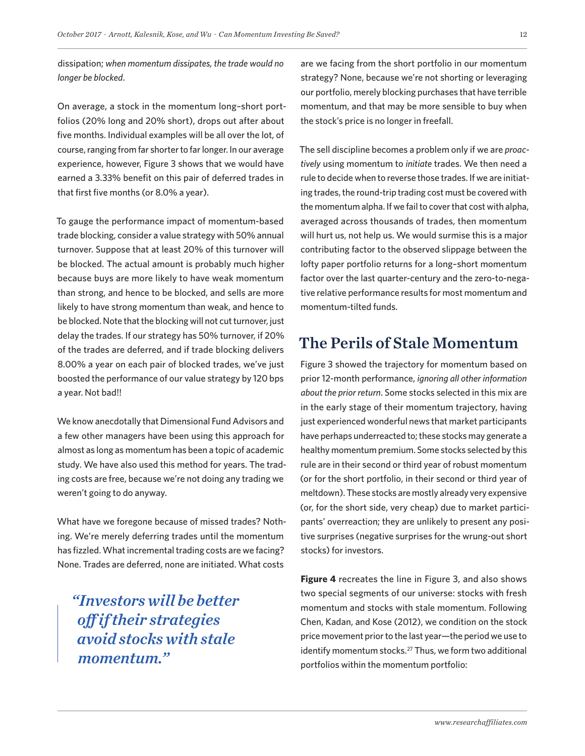dissipation; *when momentum dissipates, the trade would no longer be blocked*.

On average, a stock in the momentum long–short portfolios (20% long and 20% short), drops out after about five months. Individual examples will be all over the lot, of course, ranging from far shorter to far longer. In our average experience, however, Figure 3 shows that we would have earned a 3.33% benefit on this pair of deferred trades in that first five months (or 8.0% a year).

To gauge the performance impact of momentum-based trade blocking, consider a value strategy with 50% annual turnover. Suppose that at least 20% of this turnover will be blocked. The actual amount is probably much higher because buys are more likely to have weak momentum than strong, and hence to be blocked, and sells are more likely to have strong momentum than weak, and hence to be blocked. Note that the blocking will not cut turnover, just delay the trades. If our strategy has 50% turnover, if 20% of the trades are deferred, and if trade blocking delivers 8.00% a year on each pair of blocked trades, we've just boosted the performance of our value strategy by 120 bps a year. Not bad!!

We know anecdotally that Dimensional Fund Advisors and a few other managers have been using this approach for almost as long as momentum has been a topic of academic study. We have also used this method for years. The trading costs are free, because we're not doing any trading we weren't going to do anyway.

What have we foregone because of missed trades? Nothing. We're merely deferring trades until the momentum has fizzled. What incremental trading costs are we facing? None. Trades are deferred, none are initiated. What costs are we facing from the short portfolio in our momentum strategy? None, because we're not shorting or leveraging our portfolio, merely blocking purchases that have terrible momentum, and that may be more sensible to buy when the stock's price is no longer in freefall.

> *"Investors will be better off if their strategies avoid stocks with stale momentum."*

The sell discipline becomes a problem only if we are *proactively* using momentum to *initiate* trades. We then need a rule to decide when to reverse those trades. If we are initiating trades, the round-trip trading cost must be covered with the momentum alpha. If we fail to cover that cost with alpha, averaged across thousands of trades, then momentum will hurt us, not help us. We would surmise this is a major contributing factor to the observed slippage between the lofty paper portfolio returns for a long–short momentum factor over the last quarter-century and the zero-to-negative relative performance results for most momentum and momentum-tilted funds.

## The Perils of Stale Momentum

Figure 3 showed the trajectory for momentum based on prior 12-month performance, *ignoring all other information about the prior return*. Some stocks selected in this mix are in the early stage of their momentum trajectory, having just experienced wonderful news that market participants have perhaps underreacted to; these stocks may generate a healthy momentum premium. Some stocks selected by this rule are in their second or third year of robust momentum (or for the short portfolio, in their second or third year of meltdown). These stocks are mostly already very expensive (or, for the short side, very cheap) due to market participants' overreaction; they are unlikely to present any positive surprises (negative surprises for the wrung-out short stocks) for investors.

**Figure 4** recreates the line in Figure 3, and also shows two special segments of our universe: stocks with fresh momentum and stocks with stale momentum. Following Chen, Kadan, and Kose (2012), we condition on the stock price movement prior to the last year—the period we use to identify momentum stocks.[27] Thus, we form two additional portfolios within the momentum portfolio: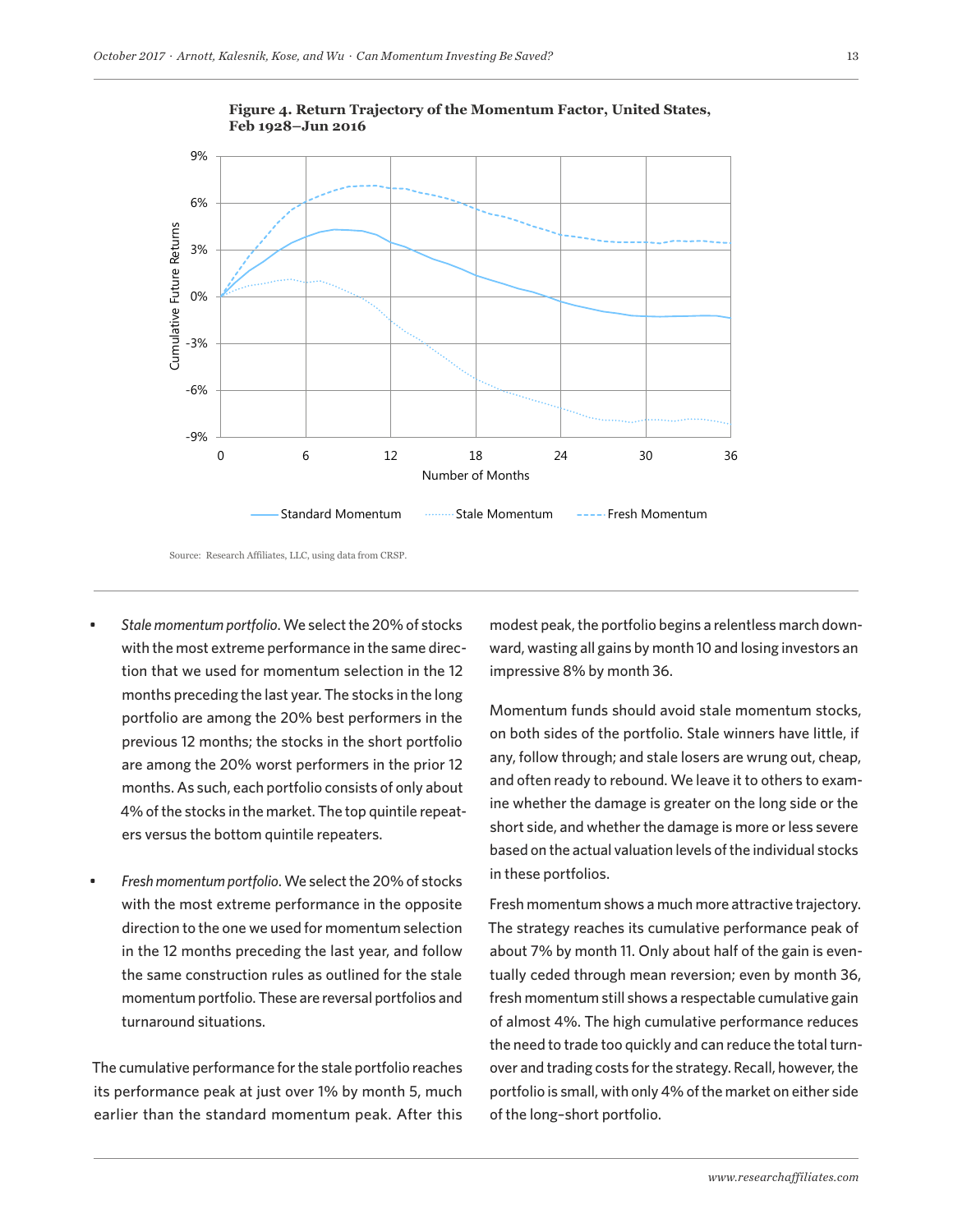**Figure 4. Return Trajectory of the Momentum Factor, United States, Feb 1928–Jun 2016**

Source: Research Affiliates, LLC, using data from CRSP.

- *Stale momentum portfolio*. We select the 20% of stocks with the most extreme performance in the same direction that we used for momentum selection in the 12 months preceding the last year. The stocks in the long portfolio are among the 20% best performers in the previous 12 months; the stocks in the short portfolio are among the 20% worst performers in the prior 12 months. As such, each portfolio consists of only about 4% of the stocks in the market. The top quintile repeaters versus the bottom quintile repeaters.

- *Fresh momentum portfolio*. We select the 20% of stocks with the most extreme performance in the opposite direction to the one we used for momentum selection in the 12 months preceding the last year, and follow the same construction rules as outlined for the stale momentum portfolio. These are reversal portfolios and turnaround situations.

The cumulative performance for the stale portfolio reaches its performance peak at just over 1% by month 5, much earlier than the standard momentum peak. After this modest peak, the portfolio begins a relentless march downward, wasting all gains by month 10 and losing investors an impressive 8% by month 36.

Momentum funds should avoid stale momentum stocks, on both sides of the portfolio. Stale winners have little, if any, follow through; and stale losers are wrung out, cheap, and often ready to rebound. We leave it to others to examine whether the damage is greater on the long side or the short side, and whether the damage is more or less severe based on the actual valuation levels of the individual stocks in these portfolios.

Fresh momentum shows a much more attractive trajectory. The strategy reaches its cumulative performance peak of about 7% by month 11. Only about half of the gain is eventually ceded through mean reversion; even by month 36, fresh momentum still shows a respectable cumulative gain of almost 4%. The high cumulative performance reduces the need to trade too quickly and can reduce the total turnover and trading costs for the strategy. Recall, however, the portfolio is small, with only 4% of the market on either side of the long–short portfolio.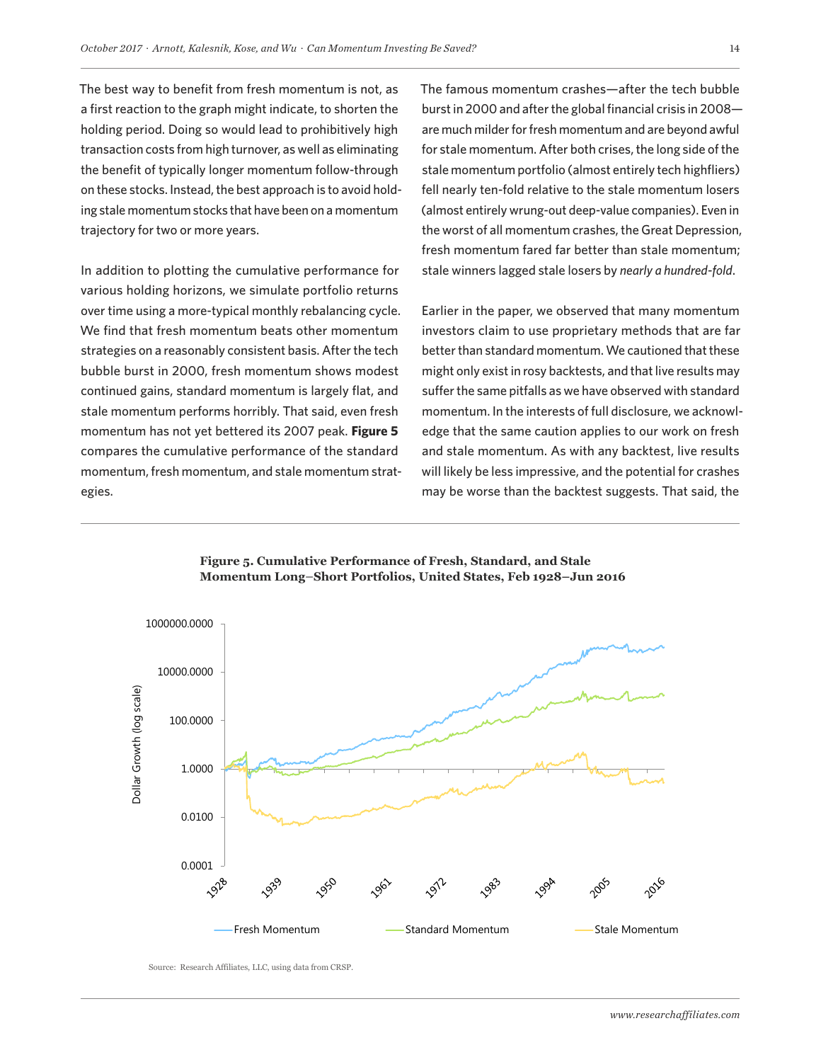The best way to benefit from fresh momentum is not, as a first reaction to the graph might indicate, to shorten the holding period. Doing so would lead to prohibitively high transaction costs from high turnover, as well as eliminating the benefit of typically longer momentum follow-through on these stocks. Instead, the best approach is to avoid holding stale momentum stocks that have been on a momentum trajectory for two or more years.

In addition to plotting the cumulative performance for various holding horizons, we simulate portfolio returns over time using a more-typical monthly rebalancing cycle. We find that fresh momentum beats other momentum strategies on a reasonably consistent basis. After the tech bubble burst in 2000, fresh momentum shows modest continued gains, standard momentum is largely flat, and stale momentum performs horribly. That said, even fresh momentum has not yet bettered its 2007 peak. **Figure 5** compares the cumulative performance of the standard momentum, fresh momentum, and stale momentum strategies.

The famous momentum crashes—after the tech bubble burst in 2000 and after the global financial crisis in 2008—are much milder for fresh momentum and are beyond awful for stale momentum. After both crises, the long side of the stale momentum portfolio (almost entirely tech highfliers) fell nearly ten-fold relative to the stale momentum losers (almost entirely wrung-out deep-value companies). Even in the worst of all momentum crashes, the Great Depression, fresh momentum fared far better than stale momentum; stale winners lagged stale losers by *nearly a hundred-fold*.

Earlier in the paper, we observed that many momentum investors claim to use proprietary methods that are far better than standard momentum. We cautioned that these might only exist in rosy backtests, and that live results may suffer the same pitfalls as we have observed with standard momentum. In the interests of full disclosure, we acknowledge that the same caution applies to our work on fresh and stale momentum. As with any backtest, live results will likely be less impressive, and the potential for crashes may be worse than the backtest suggests. That said, the

**Figure 5. Cumulative Performance of Fresh, Standard, and Stale Momentum Long–Short Portfolios, United States, Feb 1928–Jun 2016**

Source: Research Affiliates, LLC, using data from CRSP.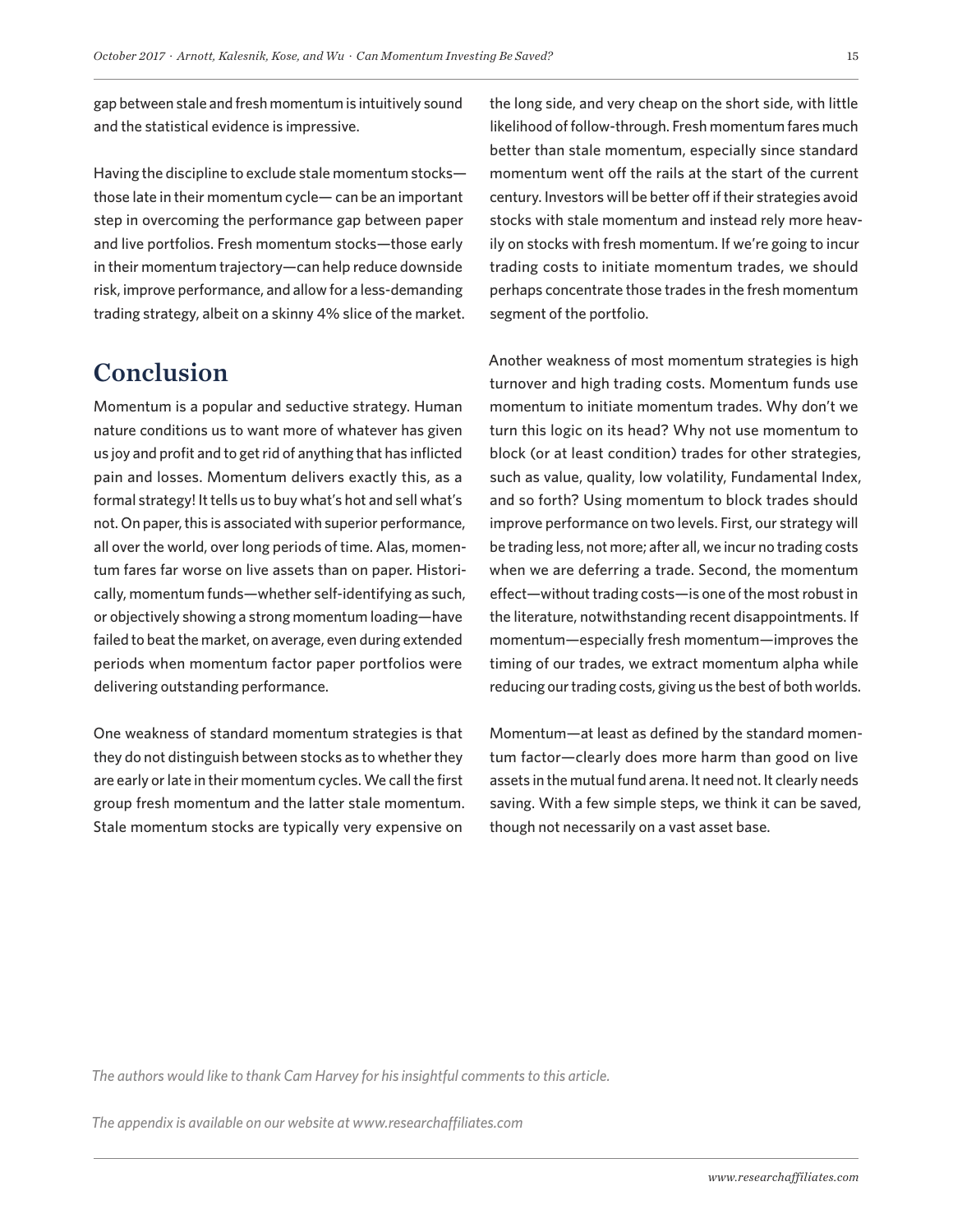gap between stale and fresh momentum is intuitively sound and the statistical evidence is impressive.

Having the discipline to exclude stale momentum stocks—those late in their momentum cycle— can be an important step in overcoming the performance gap between paper and live portfolios. Fresh momentum stocks—those early in their momentum trajectory—can help reduce downside risk, improve performance, and allow for a less-demanding trading strategy, albeit on a skinny 4% slice of the market.

## Conclusion

Momentum is a popular and seductive strategy. Human nature conditions us to want more of whatever has given us joy and profit and to get rid of anything that has inflicted pain and losses. Momentum delivers exactly this, as a formal strategy! It tells us to buy what's hot and sell what's not. On paper, this is associated with superior performance, all over the world, over long periods of time. Alas, momentum fares far worse on live assets than on paper. Historically, momentum funds—whether self-identifying as such, or objectively showing a strong momentum loading—have failed to beat the market, on average, even during extended periods when momentum factor paper portfolios were delivering outstanding performance.

One weakness of standard momentum strategies is that they do not distinguish between stocks as to whether they are early or late in their momentum cycles. We call the first group fresh momentum and the latter stale momentum. Stale momentum stocks are typically very expensive on the long side, and very cheap on the short side, with little likelihood of follow-through. Fresh momentum fares much better than stale momentum, especially since standard momentum went off the rails at the start of the current century. Investors will be better off if their strategies avoid stocks with stale momentum and instead rely more heavily on stocks with fresh momentum. If we're going to incur trading costs to initiate momentum trades, we should perhaps concentrate those trades in the fresh momentum segment of the portfolio.

Another weakness of most momentum strategies is high turnover and high trading costs. Momentum funds use momentum to initiate momentum trades. Why don't we turn this logic on its head? Why not use momentum to block (or at least condition) trades for other strategies, such as value, quality, low volatility, Fundamental Index, and so forth? Using momentum to block trades should improve performance on two levels. First, our strategy will be trading less, not more; after all, we incur no trading costs when we are deferring a trade. Second, the momentum effect—without trading costs—is one of the most robust in the literature, notwithstanding recent disappointments. If momentum—especially fresh momentum—improves the timing of our trades, we extract momentum alpha while reducing our trading costs, giving us the best of both worlds.

Momentum—at least as defined by the standard momentum factor—clearly does more harm than good on live assets in the mutual fund arena. It need not. It clearly needs saving. With a few simple steps, we think it can be saved, though not necessarily on a vast asset base.

*The authors would like to thank Cam Harvey for his insightful comments to this article.*

*The appendix is available on our website at www.researchaffiliates.com*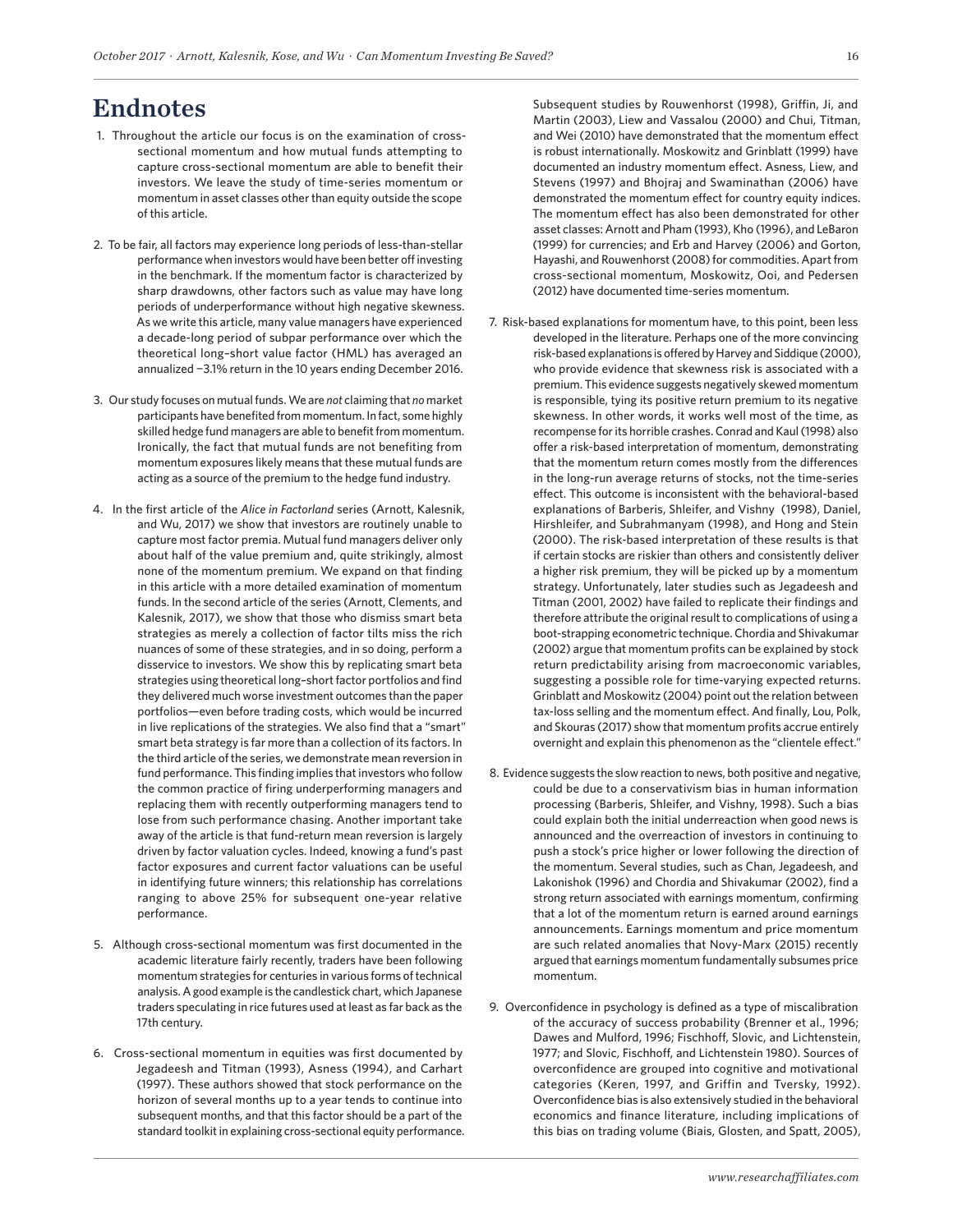# Endnotes

1. Throughout the article our focus is on the examination of cross-sectional momentum and how mutual funds attempting to capture cross-sectional momentum are able to benefit their investors. We leave the study of time-series momentum or momentum in asset classes other than equity outside the scope of this article.

2. To be fair, all factors may experience long periods of less-than-stellar performance when investors would have been better off investing in the benchmark. If the momentum factor is characterized by sharp drawdowns, other factors such as value may have long periods of underperformance without high negative skewness. As we write this article, many value managers have experienced a decade-long period of subpar performance over which the theoretical long–short value factor (HML) has averaged an annualized −3.1% return in the 10 years ending December 2016.

3. Our study focuses on mutual funds. We are *not* claiming that *no* market participants have benefited from momentum. In fact, some highly skilled hedge fund managers are able to benefit from momentum. Ironically, the fact that mutual funds are not benefiting from momentum exposures likely means that these mutual funds are acting as a source of the premium to the hedge fund industry.

4. In the first article of the *Alice in Factorland* series (Arnott, Kalesnik, and Wu, 2017) we show that investors are routinely unable to capture most factor premia. Mutual fund managers deliver only about half of the value premium and, quite strikingly, almost none of the momentum premium. We expand on that finding in this article with a more detailed examination of momentum funds. In the second article of the series (Arnott, Clements, and Kalesnik, 2017), we show that those who dismiss smart beta strategies as merely a collection of factor tilts miss the rich nuances of some of these strategies, and in so doing, perform a disservice to investors. We show this by replicating smart beta strategies using theoretical long–short factor portfolios and find they delivered much worse investment outcomes than the paper portfolios—even before trading costs, which would be incurred in live replications of the strategies. We also find that a "smart" smart beta strategy is far more than a collection of its factors. In the third article of the series, we demonstrate mean reversion in fund performance. This finding implies that investors who follow the common practice of firing underperforming managers and replacing them with recently outperforming managers tend to lose from such performance chasing. Another important take away of the article is that fund-return mean reversion is largely driven by factor valuation cycles. Indeed, knowing a fund's past factor exposures and current factor valuations can be useful in identifying future winners; this relationship has correlations ranging to above 25% for subsequent one-year relative performance.

5. Although cross-sectional momentum was first documented in the academic literature fairly recently, traders have been following momentum strategies for centuries in various forms of technical analysis. A good example is the candlestick chart, which Japanese traders speculating in rice futures used at least as far back as the 17th century.

6. Cross-sectional momentum in equities was first documented by Jegadeesh and Titman (1993), Asness (1994), and Carhart (1997). These authors showed that stock performance on the horizon of several months up to a year tends to continue into subsequent months, and that this factor should be a part of the standard toolkit in explaining cross-sectional equity performance. Subsequent studies by Rouwenhorst (1998), Griffin, Ji, and Martin (2003), Liew and Vassalou (2000) and Chui, Titman, and Wei (2010) have demonstrated that the momentum effect is robust internationally. Moskowitz and Grinblatt (1999) have documented an industry momentum effect. Asness, Liew, and Stevens (1997) and Bhojraj and Swaminathan (2006) have demonstrated the momentum effect for country equity indices. The momentum effect has also been demonstrated for other asset classes: Arnott and Pham (1993), Kho (1996), and LeBaron (1999) for currencies; and Erb and Harvey (2006) and Gorton, Hayashi, and Rouwenhorst (2008) for commodities. Apart from cross-sectional momentum, Moskowitz, Ooi, and Pedersen (2012) have documented time-series momentum.

7. Risk-based explanations for momentum have, to this point, been less developed in the literature. Perhaps one of the more convincing risk-based explanations is offered by Harvey and Siddique (2000), who provide evidence that skewness risk is associated with a premium. This evidence suggests negatively skewed momentum is responsible, tying its positive return premium to its negative skewness. In other words, it works well most of the time, as recompense for its horrible crashes. Conrad and Kaul (1998) also offer a risk-based interpretation of momentum, demonstrating that the momentum return comes mostly from the differences in the long-run average returns of stocks, not the time-series effect. This outcome is inconsistent with the behavioral-based explanations of Barberis, Shleifer, and Vishny (1998), Daniel, Hirshleifer, and Subrahmanyam (1998), and Hong and Stein (2000). The risk-based interpretation of these results is that if certain stocks are riskier than others and consistently deliver a higher risk premium, they will be picked up by a momentum strategy. Unfortunately, later studies such as Jegadeesh and Titman (2001, 2002) have failed to replicate their findings and therefore attribute the original result to complications of using a boot-strapping econometric technique. Chordia and Shivakumar (2002) argue that momentum profits can be explained by stock return predictability arising from macroeconomic variables, suggesting a possible role for time-varying expected returns. Grinblatt and Moskowitz (2004) point out the relation between tax-loss selling and the momentum effect. And finally, Lou, Polk, and Skouras (2017) show that momentum profits accrue entirely overnight and explain this phenomenon as the "clientele effect."

8. Evidence suggests the slow reaction to news, both positive and negative, could be due to a conservativism bias in human information processing (Barberis, Shleifer, and Vishny, 1998). Such a bias could explain both the initial underreaction when good news is announced and the overreaction of investors in continuing to push a stock's price higher or lower following the direction of the momentum. Several studies, such as Chan, Jegadeesh, and Lakonishok (1996) and Chordia and Shivakumar (2002), find a strong return associated with earnings momentum, confirming that a lot of the momentum return is earned around earnings announcements. Earnings momentum and price momentum are such related anomalies that Novy-Marx (2015) recently argued that earnings momentum fundamentally subsumes price momentum.

9. Overconfidence in psychology is defined as a type of miscalibration of the accuracy of success probability (Brenner et al., 1996; Dawes and Mulford, 1996; Fischhoff, Slovic, and Lichtenstein, 1977; and Slovic, Fischhoff, and Lichtenstein 1980). Sources of overconfidence are grouped into cognitive and motivational categories (Keren, 1997, and Griffin and Tversky, 1992). Overconfidence bias is also extensively studied in the behavioral economics and finance literature, including implications of this bias on trading volume (Biais, Glosten, and Spatt, 2005),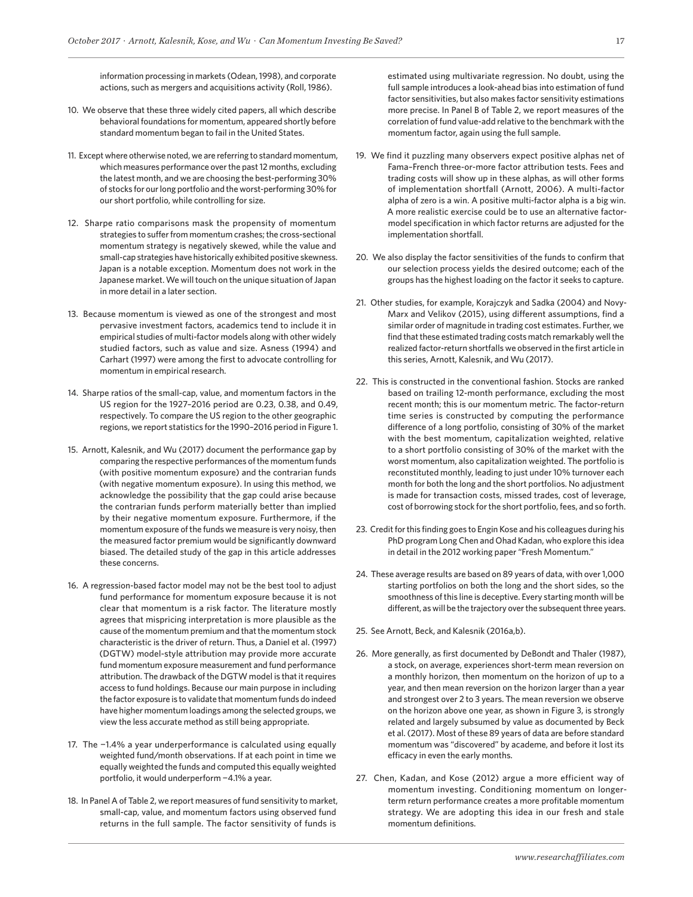information processing in markets (Odean, 1998), and corporate actions, such as mergers and acquisitions activity (Roll, 1986).

10. We observe that these three widely cited papers, all which describe behavioral foundations for momentum, appeared shortly before standard momentum began to fail in the United States.

11. Except where otherwise noted, we are referring to standard momentum, which measures performance over the past 12 months, excluding the latest month, and we are choosing the best-performing 30% of stocks for our long portfolio and the worst-performing 30% for our short portfolio, while controlling for size.

12. Sharpe ratio comparisons mask the propensity of momentum strategies to suffer from momentum crashes; the cross-sectional momentum strategy is negatively skewed, while the value and small-cap strategies have historically exhibited positive skewness. Japan is a notable exception. Momentum does not work in the Japanese market. We will touch on the unique situation of Japan in more detail in a later section.

13. Because momentum is viewed as one of the strongest and most pervasive investment factors, academics tend to include it in empirical studies of multi-factor models along with other widely studied factors, such as value and size. Asness (1994) and Carhart (1997) were among the first to advocate controlling for momentum in empirical research.

14. Sharpe ratios of the small-cap, value, and momentum factors in the US region for the 1927–2016 period are 0.23, 0.38, and 0.49, respectively. To compare the US region to the other geographic regions, we report statistics for the 1990–2016 period in Figure 1.

15. Arnott, Kalesnik, and Wu (2017) document the performance gap by comparing the respective performances of the momentum funds (with positive momentum exposure) and the contrarian funds (with negative momentum exposure). In using this method, we acknowledge the possibility that the gap could arise because the contrarian funds perform materially better than implied by their negative momentum exposure. Furthermore, if the momentum exposure of the funds we measure is very noisy, then the measured factor premium would be significantly downward biased. The detailed study of the gap in this article addresses these concerns.

16. A regression-based factor model may not be the best tool to adjust fund performance for momentum exposure because it is not clear that momentum is a risk factor. The literature mostly agrees that mispricing interpretation is more plausible as the cause of the momentum premium and that the momentum stock characteristic is the driver of return. Thus, a Daniel et al. (1997) (DGTW) model-style attribution may provide more accurate fund momentum exposure measurement and fund performance attribution. The drawback of the DGTW model is that it requires access to fund holdings. Because our main purpose in including the factor exposure is to validate that momentum funds do indeed have higher momentum loadings among the selected groups, we view the less accurate method as still being appropriate.

17. The −1.4% a year underperformance is calculated using equally weighted fund/month observations. If at each point in time we equally weighted the funds and computed this equally weighted portfolio, it would underperform −4.1% a year.

18. In Panel A of Table 2, we report measures of fund sensitivity to market, small-cap, value, and momentum factors using observed fund returns in the full sample. The factor sensitivity of funds is estimated using multivariate regression. No doubt, using the full sample introduces a look-ahead bias into estimation of fund factor sensitivities, but also makes factor sensitivity estimations more precise. In Panel B of Table 2, we report measures of the correlation of fund value-add relative to the benchmark with the momentum factor, again using the full sample.

19. We find it puzzling many observers expect positive alphas net of Fama–French three-or-more factor attribution tests. Fees and trading costs will show up in these alphas, as will other forms of implementation shortfall (Arnott, 2006). A multi-factor alpha of zero is a win. A positive multi-factor alpha is a big win. A more realistic exercise could be to use an alternative factor-model specification in which factor returns are adjusted for the implementation shortfall.

20. We also display the factor sensitivities of the funds to confirm that our selection process yields the desired outcome; each of the groups has the highest loading on the factor it seeks to capture.

21. Other studies, for example, Korajczyk and Sadka (2004) and Novy-Marx and Velikov (2015), using different assumptions, find a similar order of magnitude in trading cost estimates. Further, we find that these estimated trading costs match remarkably well the realized factor-return shortfalls we observed in the first article in this series, Arnott, Kalesnik, and Wu (2017).

22. This is constructed in the conventional fashion. Stocks are ranked based on trailing 12-month performance, excluding the most recent month; this is our momentum metric. The factor-return time series is constructed by computing the performance difference of a long portfolio, consisting of 30% of the market with the best momentum, capitalization weighted, relative to a short portfolio consisting of 30% of the market with the worst momentum, also capitalization weighted. The portfolio is reconstituted monthly, leading to just under 10% turnover each month for both the long and the short portfolios. No adjustment is made for transaction costs, missed trades, cost of leverage, cost of borrowing stock for the short portfolio, fees, and so forth.

23. Credit for this finding goes to Engin Kose and his colleagues during his PhD program Long Chen and Ohad Kadan, who explore this idea in detail in the 2012 working paper "Fresh Momentum."

24. These average results are based on 89 years of data, with over 1,000 starting portfolios on both the long and the short sides, so the smoothness of this line is deceptive. Every starting month will be different, as will be the trajectory over the subsequent three years.

25. See Arnott, Beck, and Kalesnik (2016a,b).

26. More generally, as first documented by DeBondt and Thaler (1987), a stock, on average, experiences short-term mean reversion on a monthly horizon, then momentum on the horizon of up to a year, and then mean reversion on the horizon larger than a year and strongest over 2 to 3 years. The mean reversion we observe on the horizon above one year, as shown in Figure 3, is strongly related and largely subsumed by value as documented by Beck et al. (2017). Most of these 89 years of data are before standard momentum was "discovered" by academe, and before it lost its efficacy in even the early months.

27. Chen, Kadan, and Kose (2012) argue a more efficient way of momentum investing. Conditioning momentum on longer-term return performance creates a more profitable momentum strategy. We are adopting this idea in our fresh and stale momentum definitions.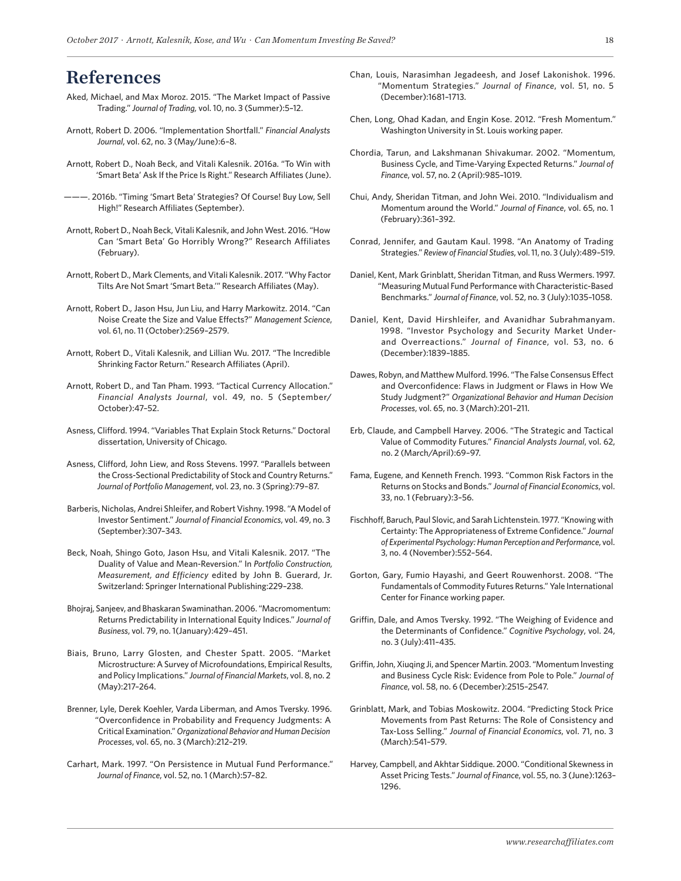# References

Aked, Michael, and Max Moroz. 2015. "The Market Impact of Passive Trading." *Journal of Trading,* vol. 10, no. 3 (Summer):5–12.

Arnott, Robert D. 2006. "Implementation Shortfall." *Financial Analysts Journal*, vol. 62, no. 3 (May/June):6–8.

Arnott, Robert D., Noah Beck, and Vitali Kalesnik. 2016a. "To Win with 'Smart Beta' Ask If the Price Is Right." Research Affiliates (June).

———. 2016b. "Timing 'Smart Beta' Strategies? Of Course! Buy Low, Sell High!" Research Affiliates (September).

Arnott, Robert D., Noah Beck, Vitali Kalesnik, and John West. 2016. "How Can 'Smart Beta' Go Horribly Wrong?" Research Affiliates (February).

Arnott, Robert D., Mark Clements, and Vitali Kalesnik. 2017. "Why Factor Tilts Are Not Smart 'Smart Beta.'" Research Affiliates (May).

Arnott, Robert D., Jason Hsu, Jun Liu, and Harry Markowitz. 2014. "Can Noise Create the Size and Value Effects?" *Management Science*, vol. 61, no. 11 (October):2569–2579.

Arnott, Robert D., Vitali Kalesnik, and Lillian Wu. 2017. "The Incredible Shrinking Factor Return." Research Affiliates (April).

Arnott, Robert D., and Tan Pham. 1993. "Tactical Currency Allocation." *Financial Analysts Journal*, vol. 49, no. 5 (September/October):47–52.

Asness, Clifford. 1994. "Variables That Explain Stock Returns." Doctoral dissertation, University of Chicago.

Asness, Clifford, John Liew, and Ross Stevens. 1997. "Parallels between the Cross-Sectional Predictability of Stock and Country Returns." *Journal of Portfolio Management*, vol. 23, no. 3 (Spring):79–87.

Barberis, Nicholas, Andrei Shleifer, and Robert Vishny. 1998. "A Model of Investor Sentiment." *Journal of Financial Economics*, vol. 49, no. 3 (September):307–343.

Beck, Noah, Shingo Goto, Jason Hsu, and Vitali Kalesnik. 2017. "The Duality of Value and Mean-Reversion." In *Portfolio Construction, Measurement, and Efficiency* edited by John B. Guerard, Jr. Switzerland: Springer International Publishing:229–238.

Bhojraj, Sanjeev, and Bhaskaran Swaminathan. 2006. "Macromomentum: Returns Predictability in International Equity Indices." *Journal of Business*, vol. 79, no. 1(January):429–451.

Biais, Bruno, Larry Glosten, and Chester Spatt. 2005. "Market Microstructure: A Survey of Microfoundations, Empirical Results, and Policy Implications." *Journal of Financial Markets*, vol. 8, no. 2 (May):217–264.

Brenner, Lyle, Derek Koehler, Varda Liberman, and Amos Tversky. 1996. "Overconfidence in Probability and Frequency Judgments: A Critical Examination." *Organizational Behavior and Human Decision Processes*, vol. 65, no. 3 (March):212–219.

Carhart, Mark. 1997. "On Persistence in Mutual Fund Performance." *Journal of Finance*, vol. 52, no. 1 (March):57–82.

Chan, Louis, Narasimhan Jegadeesh, and Josef Lakonishok. 1996. "Momentum Strategies." *Journal of Finance*, vol. 51, no. 5 (December):1681–1713.

Chen, Long, Ohad Kadan, and Engin Kose. 2012. "Fresh Momentum." Washington University in St. Louis working paper.

Chordia, Tarun, and Lakshmanan Shivakumar. 2002. "Momentum, Business Cycle, and Time-Varying Expected Returns." *Journal of Finance*, vol. 57, no. 2 (April):985–1019.

Chui, Andy, Sheridan Titman, and John Wei. 2010. "Individualism and Momentum around the World." *Journal of Finance*, vol. 65, no. 1 (February):361–392.

Conrad, Jennifer, and Gautam Kaul. 1998. "An Anatomy of Trading Strategies." *Review of Financial Studies*, vol. 11, no. 3 (July):489–519.

Daniel, Kent, Mark Grinblatt, Sheridan Titman, and Russ Wermers. 1997. "Measuring Mutual Fund Performance with Characteristic-Based Benchmarks." *Journal of Finance*, vol. 52, no. 3 (July):1035–1058.

Daniel, Kent, David Hirshleifer, and Avanidhar Subrahmanyam. 1998. "Investor Psychology and Security Market Under- and Overreactions." *Journal of Finance*, vol. 53, no. 6 (December):1839–1885.

Dawes, Robyn, and Matthew Mulford. 1996. "The False Consensus Effect and Overconfidence: Flaws in Judgment or Flaws in How We Study Judgment?" *Organizational Behavior and Human Decision Processes*, vol. 65, no. 3 (March):201–211.

Erb, Claude, and Campbell Harvey. 2006. "The Strategic and Tactical Value of Commodity Futures." *Financial Analysts Journal*, vol. 62, no. 2 (March/April):69–97.

Fama, Eugene, and Kenneth French. 1993. "Common Risk Factors in the Returns on Stocks and Bonds." *Journal of Financial Economics*, vol. 33, no. 1 (February):3–56.

Fischhoff, Baruch, Paul Slovic, and Sarah Lichtenstein. 1977. "Knowing with Certainty: The Appropriateness of Extreme Confidence." *Journal of Experimental Psychology: Human Perception and Performance*, vol. 3, no. 4 (November):552–564.

Gorton, Gary, Fumio Hayashi, and Geert Rouwenhorst. 2008. "The Fundamentals of Commodity Futures Returns." Yale International Center for Finance working paper.

Griffin, Dale, and Amos Tversky. 1992. "The Weighing of Evidence and the Determinants of Confidence." *Cognitive Psychology*, vol. 24, no. 3 (July):411–435.

Griffin, John, Xiuqing Ji, and Spencer Martin. 2003. "Momentum Investing and Business Cycle Risk: Evidence from Pole to Pole." *Journal of Finance*, vol. 58, no. 6 (December):2515–2547.

Grinblatt, Mark, and Tobias Moskowitz. 2004. "Predicting Stock Price Movements from Past Returns: The Role of Consistency and Tax-Loss Selling." *Journal of Financial Economics*, vol. 71, no. 3 (March):541–579.

Harvey, Campbell, and Akhtar Siddique. 2000. "Conditional Skewness in Asset Pricing Tests." *Journal of Finance*, vol. 55, no. 3 (June):1263–1296.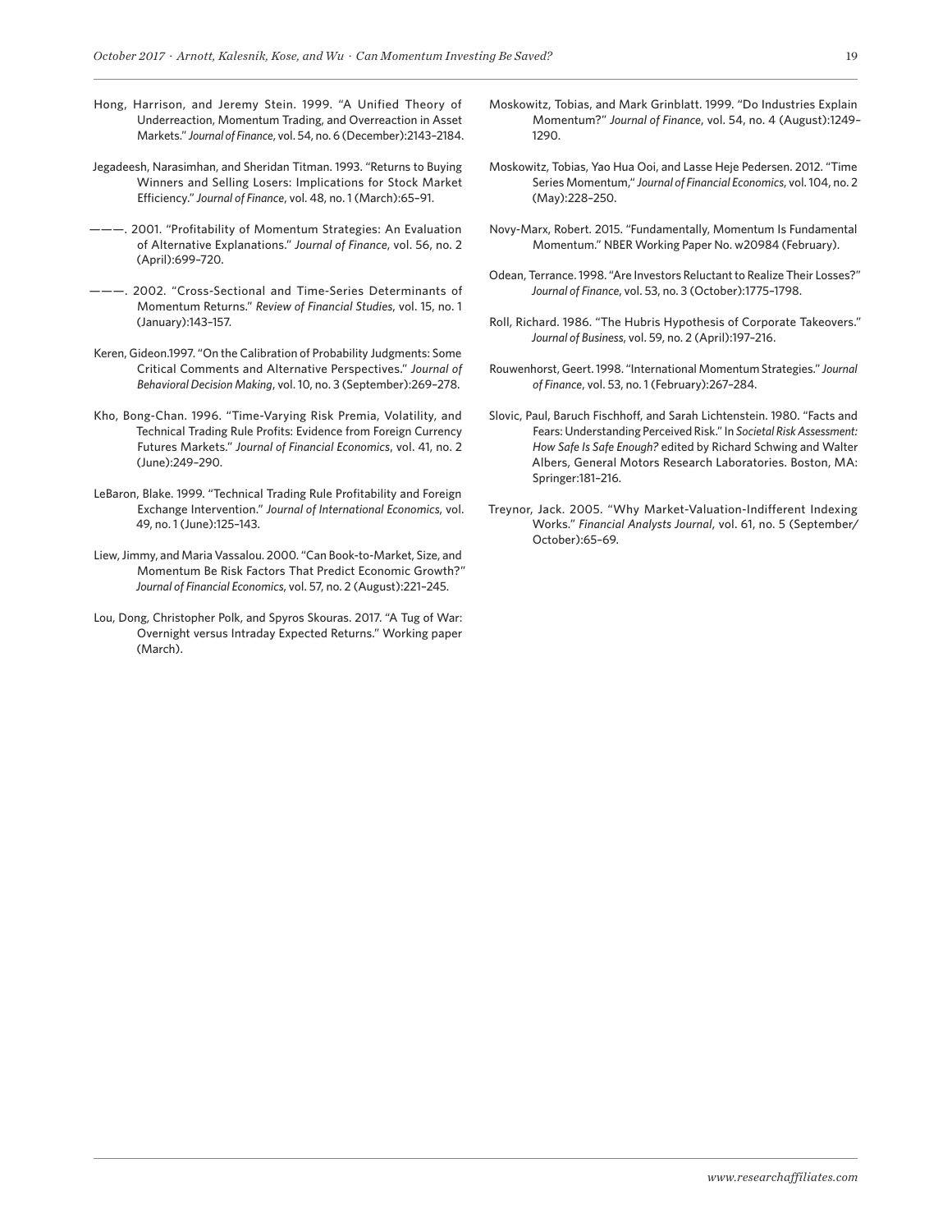Hong, Harrison, and Jeremy Stein. 1999. "A Unified Theory of Underreaction, Momentum Trading, and Overreaction in Asset Markets." *Journal of Finance*, vol. 54, no. 6 (December):2143–2184.

Jegadeesh, Narasimhan, and Sheridan Titman. 1993. "Returns to Buying Winners and Selling Losers: Implications for Stock Market Efficiency." *Journal of Finance*, vol. 48, no. 1 (March):65–91.

———. 2001. "Profitability of Momentum Strategies: An Evaluation of Alternative Explanations." *Journal of Finance*, vol. 56, no. 2 (April):699–720.

———. 2002. "Cross-Sectional and Time-Series Determinants of Momentum Returns." *Review of Financial Studies*, vol. 15, no. 1 (January):143–157.

Keren, Gideon.1997. "On the Calibration of Probability Judgments: Some Critical Comments and Alternative Perspectives." *Journal of Behavioral Decision Making*, vol. 10, no. 3 (September):269–278.

Kho, Bong-Chan. 1996. "Time-Varying Risk Premia, Volatility, and Technical Trading Rule Profits: Evidence from Foreign Currency Futures Markets." *Journal of Financial Economics*, vol. 41, no. 2 (June):249–290.

LeBaron, Blake. 1999. "Technical Trading Rule Profitability and Foreign Exchange Intervention." *Journal of International Economics*, vol. 49, no. 1 (June):125–143.

Liew, Jimmy, and Maria Vassalou. 2000. "Can Book-to-Market, Size, and Momentum Be Risk Factors That Predict Economic Growth?" *Journal of Financial Economics*, vol. 57, no. 2 (August):221–245.

Lou, Dong, Christopher Polk, and Spyros Skouras. 2017. "A Tug of War: Overnight versus Intraday Expected Returns." Working paper (March).

Moskowitz, Tobias, and Mark Grinblatt. 1999. "Do Industries Explain Momentum?" *Journal of Finance*, vol. 54, no. 4 (August):1249–1290.

Moskowitz, Tobias, Yao Hua Ooi, and Lasse Heje Pedersen. 2012. "Time Series Momentum," *Journal of Financial Economics*, vol. 104, no. 2 (May):228–250.

Novy-Marx, Robert. 2015. "Fundamentally, Momentum Is Fundamental Momentum." NBER Working Paper No. w20984 (February).

Odean, Terrance. 1998. "Are Investors Reluctant to Realize Their Losses?" *Journal of Finance*, vol. 53, no. 3 (October):1775–1798.

Roll, Richard. 1986. "The Hubris Hypothesis of Corporate Takeovers." *Journal of Business*, vol. 59, no. 2 (April):197–216.

Rouwenhorst, Geert. 1998. "International Momentum Strategies." *Journal of Finance*, vol. 53, no. 1 (February):267–284.

Slovic, Paul, Baruch Fischhoff, and Sarah Lichtenstein. 1980. "Facts and Fears: Understanding Perceived Risk." In *Societal Risk Assessment: How Safe Is Safe Enough?* edited by Richard Schwing and Walter Albers, General Motors Research Laboratories. Boston, MA: Springer:181–216.

Treynor, Jack. 2005. "Why Market-Valuation-Indifferent Indexing Works." *Financial Analysts Journal*, vol. 61, no. 5 (September/October):65–69.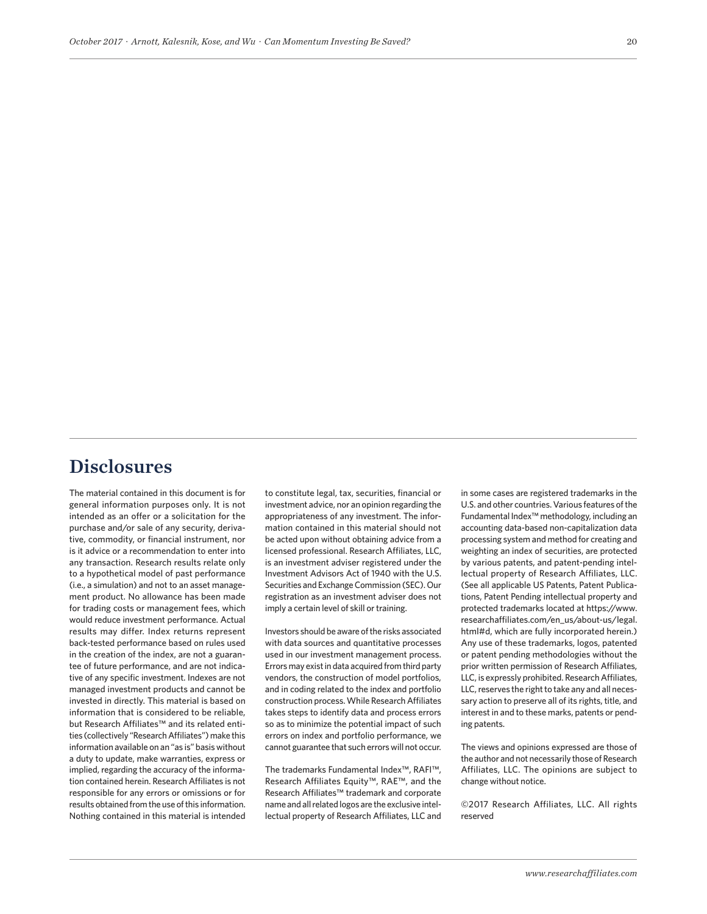## Disclosures

The material contained in this document is for general information purposes only. It is not intended as an offer or a solicitation for the purchase and/or sale of any security, derivative, commodity, or financial instrument, nor is it advice or a recommendation to enter into any transaction. Research results relate only to a hypothetical model of past performance (i.e., a simulation) and not to an asset management product. No allowance has been made for trading costs or management fees, which would reduce investment performance. Actual results may differ. Index returns represent back-tested performance based on rules used in the creation of the index, are not a guarantee of future performance, and are not indicative of any specific investment. Indexes are not managed investment products and cannot be invested in directly. This material is based on information that is considered to be reliable, but Research Affiliates™ and its related entities (collectively "Research Affiliates") make this information available on an "as is" basis without a duty to update, make warranties, express or implied, regarding the accuracy of the information contained herein. Research Affiliates is not responsible for any errors or omissions or for results obtained from the use of this information. Nothing contained in this material is intended to constitute legal, tax, securities, financial or investment advice, nor an opinion regarding the appropriateness of any investment. The information contained in this material should not be acted upon without obtaining advice from a licensed professional. Research Affiliates, LLC, is an investment adviser registered under the Investment Advisors Act of 1940 with the U.S. Securities and Exchange Commission (SEC). Our registration as an investment adviser does not imply a certain level of skill or training.

Investors should be aware of the risks associated with data sources and quantitative processes used in our investment management process. Errors may exist in data acquired from third party vendors, the construction of model portfolios, and in coding related to the index and portfolio construction process. While Research Affiliates takes steps to identify data and process errors so as to minimize the potential impact of such errors on index and portfolio performance, we cannot guarantee that such errors will not occur.

The trademarks Fundamental Index™, RAFI™, Research Affiliates Equity™, RAE™, and the Research Affiliates™ trademark and corporate name and all related logos are the exclusive intellectual property of Research Affiliates, LLC and in some cases are registered trademarks in the U.S. and other countries. Various features of the Fundamental Index™ methodology, including an accounting data-based non-capitalization data processing system and method for creating and weighting an index of securities, are protected by various patents, and patent-pending intellectual property of Research Affiliates, LLC. (See all applicable US Patents, Patent Publications, Patent Pending intellectual property and protected trademarks located at https://www.researchaffiliates.com/en_us/about-us/legal.html#d, which are fully incorporated herein.) Any use of these trademarks, logos, patented or patent pending methodologies without the prior written permission of Research Affiliates, LLC, is expressly prohibited. Research Affiliates, LLC, reserves the right to take any and all necessary action to preserve all of its rights, title, and interest in and to these marks, patents or pending patents.

The views and opinions expressed are those of the author and not necessarily those of Research Affiliates, LLC. The opinions are subject to change without notice.

©2017 Research Affiliates, LLC. All rights reserved